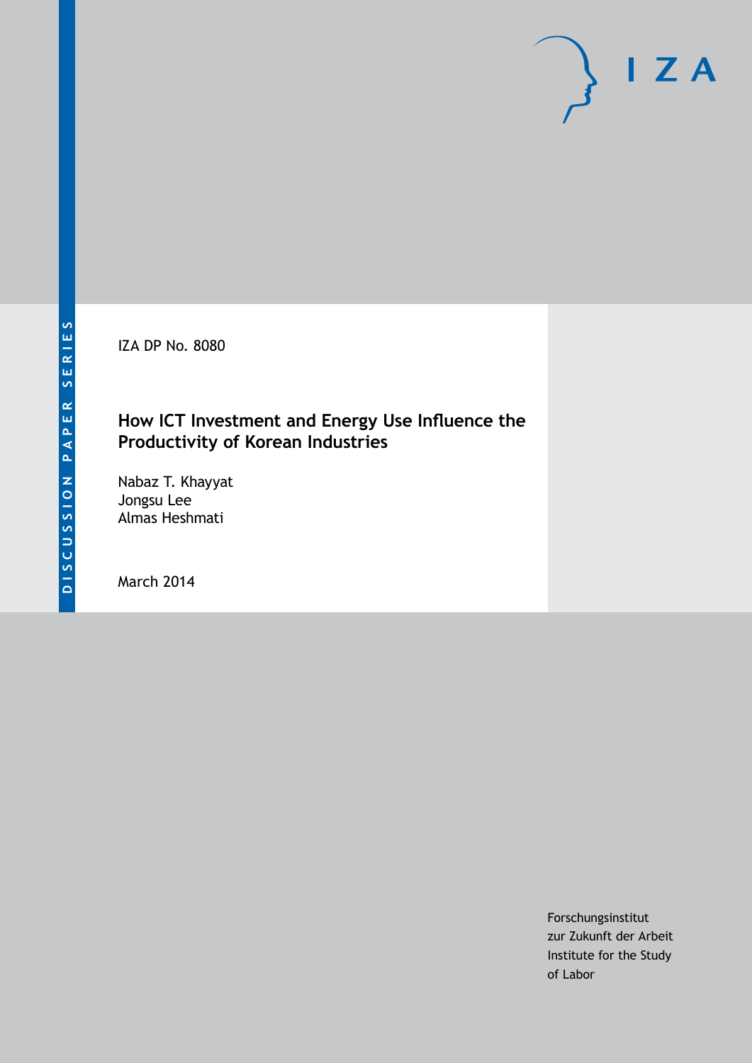DISCUSSION PAPER SERIES

IZA

IZA DP No. 8080

# How ICT Investment and Energy Use Influence the Productivity of Korean Industries

Nabaz T. Khayyat
Jongsu Lee
Almas Heshmati

March 2014

Forschungsinstitut
zur Zukunft der Arbeit
Institute for the Study
of Labor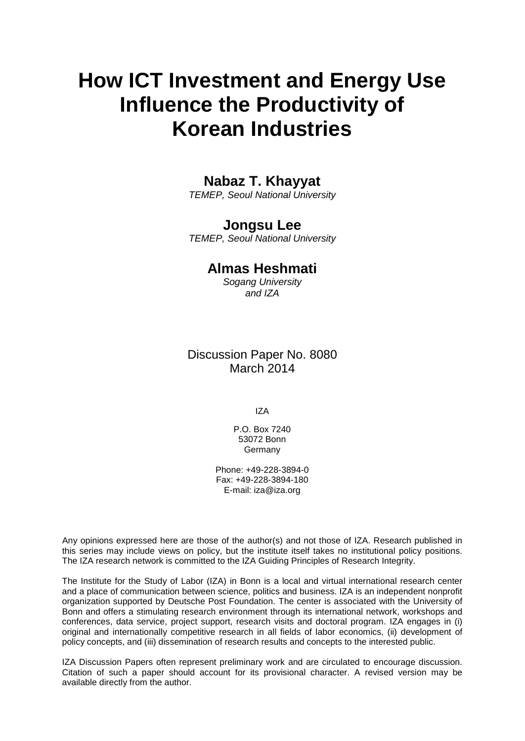# How ICT Investment and Energy Use Influence the Productivity of Korean Industries

**Nabaz T. Khayyat**
*TEMEP, Seoul National University*

**Jongsu Lee**
*TEMEP, Seoul National University*

**Almas Heshmati**
*Sogang University and IZA*

Discussion Paper No. 8080
March 2014

IZA

P.O. Box 7240
53072 Bonn
Germany

Phone: +49-228-3894-0
Fax: +49-228-3894-180
E-mail: iza@iza.org

Any opinions expressed here are those of the author(s) and not those of IZA. Research published in this series may include views on policy, but the institute itself takes no institutional policy positions. The IZA research network is committed to the IZA Guiding Principles of Research Integrity.

The Institute for the Study of Labor (IZA) in Bonn is a local and virtual international research center and a place of communication between science, politics and business. IZA is an independent nonprofit organization supported by Deutsche Post Foundation. The center is associated with the University of Bonn and offers a stimulating research environment through its international network, workshops and conferences, data service, project support, research visits and doctoral program. IZA engages in (i) original and internationally competitive research in all fields of labor economics, (ii) development of policy concepts, and (iii) dissemination of research results and concepts to the interested public.

IZA Discussion Papers often represent preliminary work and are circulated to encourage discussion. Citation of such a paper should account for its provisional character. A revised version may be available directly from the author.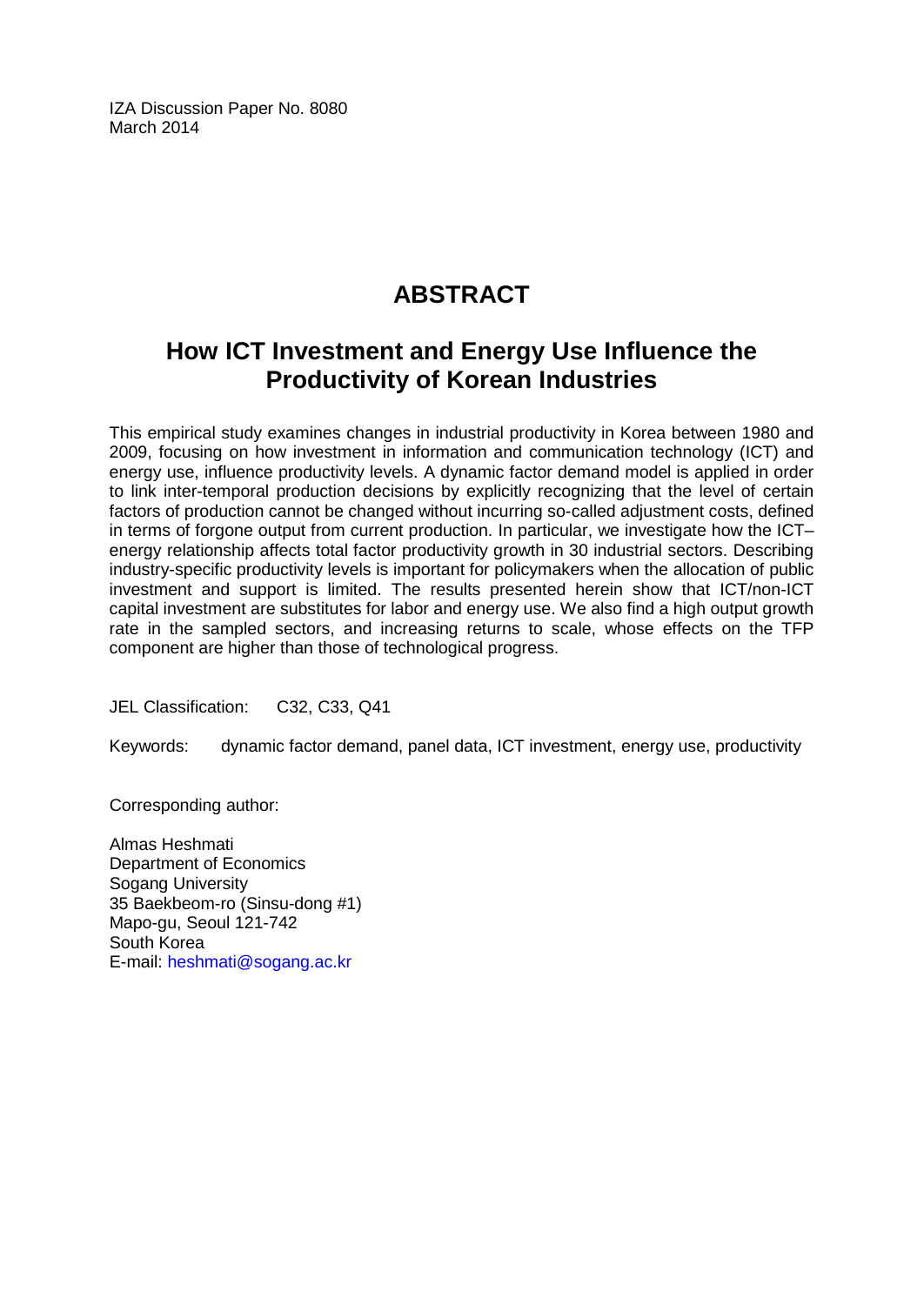IZA Discussion Paper No. 8080
March 2014

# ABSTRACT

## How ICT Investment and Energy Use Influence the Productivity of Korean Industries

This empirical study examines changes in industrial productivity in Korea between 1980 and 2009, focusing on how investment in information and communication technology (ICT) and energy use, influence productivity levels. A dynamic factor demand model is applied in order to link inter-temporal production decisions by explicitly recognizing that the level of certain factors of production cannot be changed without incurring so-called adjustment costs, defined in terms of forgone output from current production. In particular, we investigate how the ICT–energy relationship affects total factor productivity growth in 30 industrial sectors. Describing industry-specific productivity levels is important for policymakers when the allocation of public investment and support is limited. The results presented herein show that ICT/non-ICT capital investment are substitutes for labor and energy use. We also find a high output growth rate in the sampled sectors, and increasing returns to scale, whose effects on the TFP component are higher than those of technological progress.

JEL Classification: C32, C33, Q41

Keywords: dynamic factor demand, panel data, ICT investment, energy use, productivity

Corresponding author:

Almas Heshmati
Department of Economics
Sogang University
35 Baekbeom-ro (Sinsu-dong #1)
Mapo-gu, Seoul 121-742
South Korea
E-mail: heshmati@sogang.ac.kr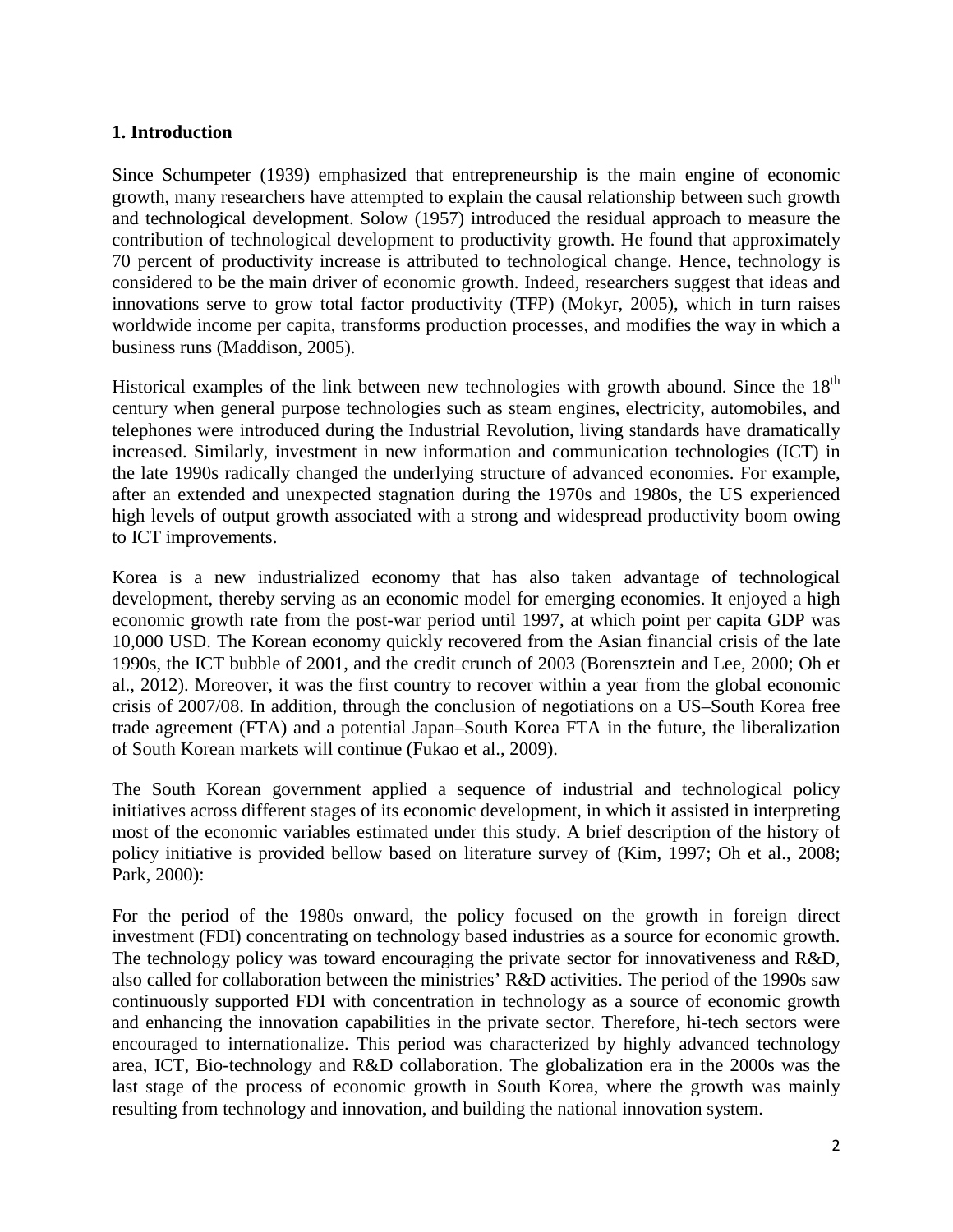## 1. Introduction

Since Schumpeter (1939) emphasized that entrepreneurship is the main engine of economic growth, many researchers have attempted to explain the causal relationship between such growth and technological development. Solow (1957) introduced the residual approach to measure the contribution of technological development to productivity growth. He found that approximately 70 percent of productivity increase is attributed to technological change. Hence, technology is considered to be the main driver of economic growth. Indeed, researchers suggest that ideas and innovations serve to grow total factor productivity (TFP) (Mokyr, 2005), which in turn raises worldwide income per capita, transforms production processes, and modifies the way in which a business runs (Maddison, 2005).

Historical examples of the link between new technologies with growth abound. Since the 18th century when general purpose technologies such as steam engines, electricity, automobiles, and telephones were introduced during the Industrial Revolution, living standards have dramatically increased. Similarly, investment in new information and communication technologies (ICT) in the late 1990s radically changed the underlying structure of advanced economies. For example, after an extended and unexpected stagnation during the 1970s and 1980s, the US experienced high levels of output growth associated with a strong and widespread productivity boom owing to ICT improvements.

Korea is a new industrialized economy that has also taken advantage of technological development, thereby serving as an economic model for emerging economies. It enjoyed a high economic growth rate from the post-war period until 1997, at which point per capita GDP was 10,000 USD. The Korean economy quickly recovered from the Asian financial crisis of the late 1990s, the ICT bubble of 2001, and the credit crunch of 2003 (Borensztein and Lee, 2000; Oh et al., 2012). Moreover, it was the first country to recover within a year from the global economic crisis of 2007/08. In addition, through the conclusion of negotiations on a US–South Korea free trade agreement (FTA) and a potential Japan–South Korea FTA in the future, the liberalization of South Korean markets will continue (Fukao et al., 2009).

The South Korean government applied a sequence of industrial and technological policy initiatives across different stages of its economic development, in which it assisted in interpreting most of the economic variables estimated under this study. A brief description of the history of policy initiative is provided bellow based on literature survey of (Kim, 1997; Oh et al., 2008; Park, 2000):

For the period of the 1980s onward, the policy focused on the growth in foreign direct investment (FDI) concentrating on technology based industries as a source for economic growth. The technology policy was toward encouraging the private sector for innovativeness and R&D, also called for collaboration between the ministries' R&D activities. The period of the 1990s saw continuously supported FDI with concentration in technology as a source of economic growth and enhancing the innovation capabilities in the private sector. Therefore, hi-tech sectors were encouraged to internationalize. This period was characterized by highly advanced technology area, ICT, Bio-technology and R&D collaboration. The globalization era in the 2000s was the last stage of the process of economic growth in South Korea, where the growth was mainly resulting from technology and innovation, and building the national innovation system.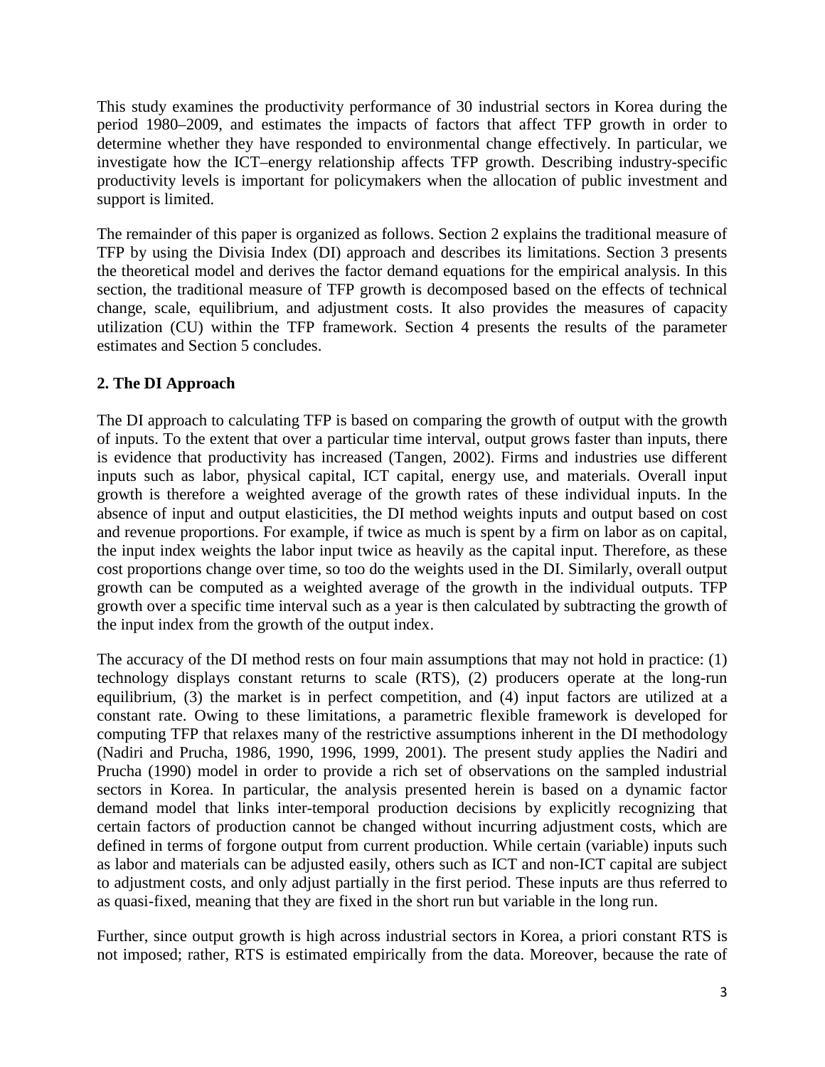This study examines the productivity performance of 30 industrial sectors in Korea during the period 1980–2009, and estimates the impacts of factors that affect TFP growth in order to determine whether they have responded to environmental change effectively. In particular, we investigate how the ICT–energy relationship affects TFP growth. Describing industry-specific productivity levels is important for policymakers when the allocation of public investment and support is limited.

The remainder of this paper is organized as follows. Section 2 explains the traditional measure of TFP by using the Divisia Index (DI) approach and describes its limitations. Section 3 presents the theoretical model and derives the factor demand equations for the empirical analysis. In this section, the traditional measure of TFP growth is decomposed based on the effects of technical change, scale, equilibrium, and adjustment costs. It also provides the measures of capacity utilization (CU) within the TFP framework. Section 4 presents the results of the parameter estimates and Section 5 concludes.

## 2. The DI Approach

The DI approach to calculating TFP is based on comparing the growth of output with the growth of inputs. To the extent that over a particular time interval, output grows faster than inputs, there is evidence that productivity has increased (Tangen, 2002). Firms and industries use different inputs such as labor, physical capital, ICT capital, energy use, and materials. Overall input growth is therefore a weighted average of the growth rates of these individual inputs. In the absence of input and output elasticities, the DI method weights inputs and output based on cost and revenue proportions. For example, if twice as much is spent by a firm on labor as on capital, the input index weights the labor input twice as heavily as the capital input. Therefore, as these cost proportions change over time, so too do the weights used in the DI. Similarly, overall output growth can be computed as a weighted average of the growth in the individual outputs. TFP growth over a specific time interval such as a year is then calculated by subtracting the growth of the input index from the growth of the output index.

The accuracy of the DI method rests on four main assumptions that may not hold in practice: (1) technology displays constant returns to scale (RTS), (2) producers operate at the long-run equilibrium, (3) the market is in perfect competition, and (4) input factors are utilized at a constant rate. Owing to these limitations, a parametric flexible framework is developed for computing TFP that relaxes many of the restrictive assumptions inherent in the DI methodology (Nadiri and Prucha, 1986, 1990, 1996, 1999, 2001). The present study applies the Nadiri and Prucha (1990) model in order to provide a rich set of observations on the sampled industrial sectors in Korea. In particular, the analysis presented herein is based on a dynamic factor demand model that links inter-temporal production decisions by explicitly recognizing that certain factors of production cannot be changed without incurring adjustment costs, which are defined in terms of forgone output from current production. While certain (variable) inputs such as labor and materials can be adjusted easily, others such as ICT and non-ICT capital are subject to adjustment costs, and only adjust partially in the first period. These inputs are thus referred to as quasi-fixed, meaning that they are fixed in the short run but variable in the long run.

Further, since output growth is high across industrial sectors in Korea, a priori constant RTS is not imposed; rather, RTS is estimated empirically from the data. Moreover, because the rate of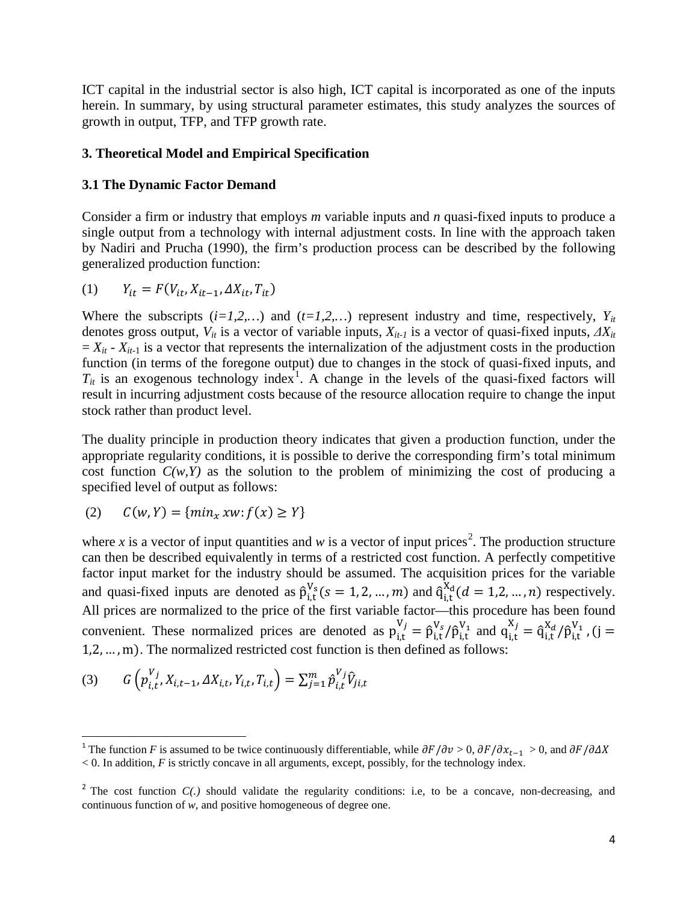ICT capital in the industrial sector is also high, ICT capital is incorporated as one of the inputs herein. In summary, by using structural parameter estimates, this study analyzes the sources of growth in output, TFP, and TFP growth rate.

## 3. Theoretical Model and Empirical Specification

### 3.1 The Dynamic Factor Demand

Consider a firm or industry that employs *m* variable inputs and *n* quasi-fixed inputs to produce a single output from a technology with internal adjustment costs. In line with the approach taken by Nadiri and Prucha (1990), the firm's production process can be described by the following generalized production function:

$$(1) \qquad Y_{it} = F(V_{it}, X_{it-1}, \Delta X_{it}, T_{it})$$

Where the subscripts (*i=1,2,…*) and (*t=1,2,…*) represent industry and time, respectively, $Y_{it}$ denotes gross output, $V_{it}$ is a vector of variable inputs, $X_{it-1}$ is a vector of quasi-fixed inputs, $\Delta X_{it} = X_{it} - X_{it-1}$ is a vector that represents the internalization of the adjustment costs in the production function (in terms of the foregone output) due to changes in the stock of quasi-fixed inputs, and $T_{it}$ is an exogenous technology index[1]. A change in the levels of the quasi-fixed factors will result in incurring adjustment costs because of the resource allocation require to change the input stock rather than product level.

The duality principle in production theory indicates that given a production function, under the appropriate regularity conditions, it is possible to derive the corresponding firm's total minimum cost function *C(w,Y)* as the solution to the problem of minimizing the cost of producing a specified level of output as follows:

$$(2) \qquad C(w, Y) = \{min_x \, xw : f(x) \geq Y\}$$

where *x* is a vector of input quantities and *w* is a vector of input prices[2]. The production structure can then be described equivalently in terms of a restricted cost function. A perfectly competitive factor input market for the industry should be assumed. The acquisition prices for the variable and quasi-fixed inputs are denoted as $\hat{p}^{V_s}_{i,t} (s = 1, 2, \dots, m)$ and $\hat{q}^{X_d}_{i,t} (d = 1, 2, \dots, n)$ respectively. All prices are normalized to the price of the first variable factor—this procedure has been found convenient. These normalized prices are denoted as $p^{V_j}_{i,t} = \hat{p}^{V_s}_{i,t} / \hat{p}^{V_1}_{i,t}$ and $q^{X_j}_{i,t} = \hat{q}^{X_d}_{i,t} / \hat{p}^{V_1}_{i,t}$ , $(j = 1, 2, \dots, m)$. The normalized restricted cost function is then defined as follows:

$$(3) \qquad G\left(p^{V_j}_{i,t}, X_{i,t-1}, \Delta X_{i,t}, Y_{i,t}, T_{i,t}\right) = \sum_{j=1}^{m} \hat{p}^{V_j}_{i,t} \hat{V}_{ji,t}$$

---

[1] The function *F* is assumed to be twice continuously differentiable, while $\partial F / \partial v > 0$, $\partial F / \partial x_{t-1} > 0$, and $\partial F / \partial \Delta X < 0$. In addition, *F* is strictly concave in all arguments, except, possibly, for the technology index.

[2] The cost function *C(.)* should validate the regularity conditions: i.e, to be a concave, non-decreasing, and continuous function of *w*, and positive homogeneous of degree one.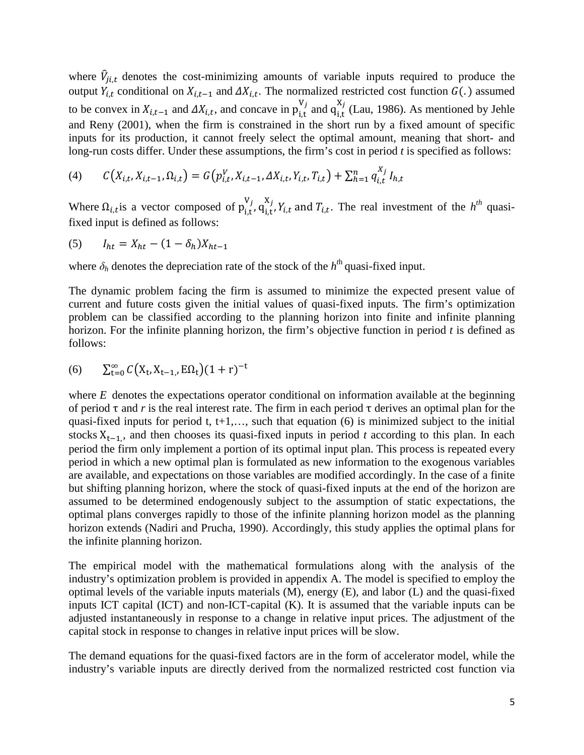where $\hat{V}_{ji,t}$ denotes the cost-minimizing amounts of variable inputs required to produce the output $Y_{i,t}$ conditional on $X_{i,t-1}$ and $\Delta X_{i,t}$. The normalized restricted cost function $G(.)$ assumed to be convex in $X_{i,t-1}$ and $\Delta X_{i,t}$, and concave in $p_{i,t}^{V_j}$ and $q_{i,t}^{X_j}$ (Lau, 1986). As mentioned by Jehle and Reny (2001), when the firm is constrained in the short run by a fixed amount of specific inputs for its production, it cannot freely select the optimal amount, meaning that short- and long-run costs differ. Under these assumptions, the firm's cost in period *t* is specified as follows:

$$(4) \qquad C\left(X_{i,t}, X_{i,t-1}, \Omega_{i,t}\right) = G\left(p_{i,t}^{V}, X_{i,t-1}, \Delta X_{i,t}, Y_{i,t}, T_{i,t}\right) + \sum_{h=1}^{n} q_{i,t}^{X_j} I_{h,t}$$

Where $\Omega_{i,t}$ is a vector composed of $p_{i,t}^{V_j}, q_{i,t}^{X_j}, Y_{i,t}$ and $T_{i,t}$. The real investment of the *h^th^* quasi-fixed input is defined as follows:

$$(5) \qquad I_{ht} = X_{ht} - (1 - \delta_h) X_{ht-1}$$

where $\delta_h$ denotes the depreciation rate of the stock of the $h^{\text{th}}$ quasi-fixed input.

The dynamic problem facing the firm is assumed to minimize the expected present value of current and future costs given the initial values of quasi-fixed inputs. The firm's optimization problem can be classified according to the planning horizon into finite and infinite planning horizon. For the infinite planning horizon, the firm's objective function in period *t* is defined as follows:

$$(6) \qquad \sum_{t=0}^{\infty} C\left(X_t, X_{t-1,}, E\Omega_t\right)(1 + r)^{-t}$$

where *E* denotes the expectations operator conditional on information available at the beginning of period τ and *r* is the real interest rate. The firm in each period τ derives an optimal plan for the quasi-fixed inputs for period t, t+1,…, such that equation (6) is minimized subject to the initial stocks $X_{t-1,}$, and then chooses its quasi-fixed inputs in period *t* according to this plan. In each period the firm only implement a portion of its optimal input plan. This process is repeated every period in which a new optimal plan is formulated as new information to the exogenous variables are available, and expectations on those variables are modified accordingly. In the case of a finite but shifting planning horizon, where the stock of quasi-fixed inputs at the end of the horizon are assumed to be determined endogenously subject to the assumption of static expectations, the optimal plans converges rapidly to those of the infinite planning horizon model as the planning horizon extends (Nadiri and Prucha, 1990). Accordingly, this study applies the optimal plans for the infinite planning horizon.

The empirical model with the mathematical formulations along with the analysis of the industry's optimization problem is provided in appendix A. The model is specified to employ the optimal levels of the variable inputs materials (M), energy (E), and labor (L) and the quasi-fixed inputs ICT capital (ICT) and non-ICT-capital (K). It is assumed that the variable inputs can be adjusted instantaneously in response to a change in relative input prices. The adjustment of the capital stock in response to changes in relative input prices will be slow.

The demand equations for the quasi-fixed factors are in the form of accelerator model, while the industry's variable inputs are directly derived from the normalized restricted cost function via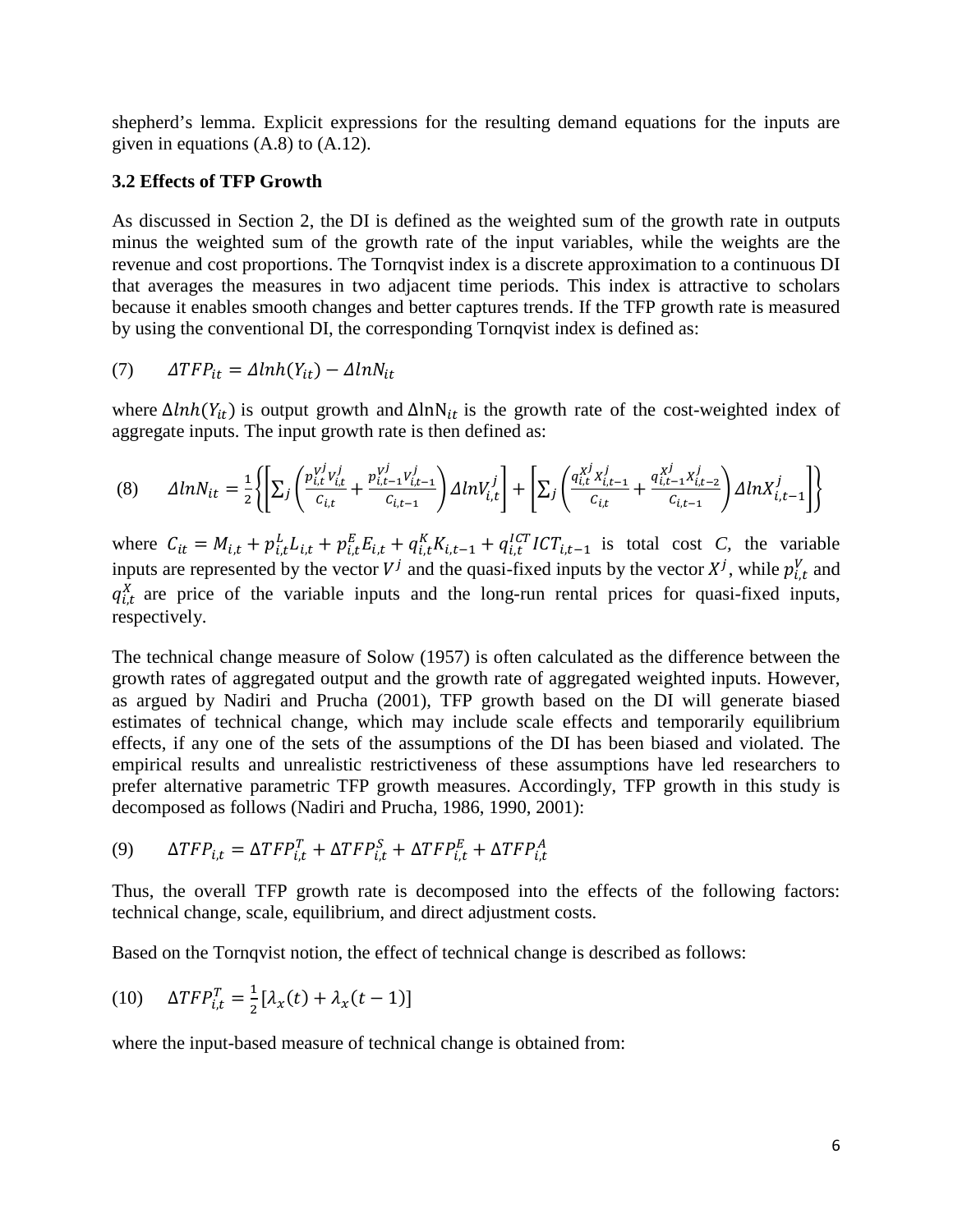shepherd's lemma. Explicit expressions for the resulting demand equations for the inputs are given in equations (A.8) to (A.12).

### 3.2 Effects of TFP Growth

As discussed in Section 2, the DI is defined as the weighted sum of the growth rate in outputs minus the weighted sum of the growth rate of the input variables, while the weights are the revenue and cost proportions. The Tornqvist index is a discrete approximation to a continuous DI that averages the measures in two adjacent time periods. This index is attractive to scholars because it enables smooth changes and better captures trends. If the TFP growth rate is measured by using the conventional DI, the corresponding Tornqvist index is defined as:

$$(7) \qquad \Delta TFP_{it} = \Delta lnh(Y_{it}) - \Delta lnN_{it}$$

where $\Delta lnh(Y_{it})$ is output growth and $\Delta \ln N_{it}$ is the growth rate of the cost-weighted index of aggregate inputs. The input growth rate is then defined as:

$$(8) \qquad \Delta lnN_{it} = \frac{1}{2}\left\{\left[\sum_j \left(\frac{p_{i,t}^{V^j} V_{i,t}^j}{C_{i,t}} + \frac{p_{i,t-1}^{V^j} V_{i,t-1}^j}{C_{i,t-1}}\right) \Delta lnV_{i,t}^j\right] + \left[\sum_j \left(\frac{q_{i,t}^{X^j} X_{i,t-1}^j}{C_{i,t}} + \frac{q_{i,t-1}^{X^j} X_{i,t-2}^j}{C_{i,t-1}}\right) \Delta lnX_{i,t-1}^j\right]\right\}$$

where $C_{it} = M_{i,t} + p_{i,t}^L L_{i,t} + p_{i,t}^E E_{i,t} + q_{i,t}^K K_{i,t-1} + q_{i,t}^{ICT} ICT_{i,t-1}$ is total cost *C,* the variable inputs are represented by the vector $V^j$ and the quasi-fixed inputs by the vector $X^j$, while $p_{i,t}^V$ and $q_{i,t}^X$ are price of the variable inputs and the long-run rental prices for quasi-fixed inputs, respectively.

The technical change measure of Solow (1957) is often calculated as the difference between the growth rates of aggregated output and the growth rate of aggregated weighted inputs. However, as argued by Nadiri and Prucha (2001), TFP growth based on the DI will generate biased estimates of technical change, which may include scale effects and temporarily equilibrium effects, if any one of the sets of the assumptions of the DI has been biased and violated. The empirical results and unrealistic restrictiveness of these assumptions have led researchers to prefer alternative parametric TFP growth measures. Accordingly, TFP growth in this study is decomposed as follows (Nadiri and Prucha, 1986, 1990, 2001):

$$(9) \qquad \Delta TFP_{i,t} = \Delta TFP_{i,t}^T + \Delta TFP_{i,t}^S + \Delta TFP_{i,t}^E + \Delta TFP_{i,t}^A$$

Thus, the overall TFP growth rate is decomposed into the effects of the following factors: technical change, scale, equilibrium, and direct adjustment costs.

Based on the Tornqvist notion, the effect of technical change is described as follows:

$$(10) \qquad \Delta TFP_{i,t}^T = \frac{1}{2}[\lambda_x(t) + \lambda_x(t-1)]$$

where the input-based measure of technical change is obtained from: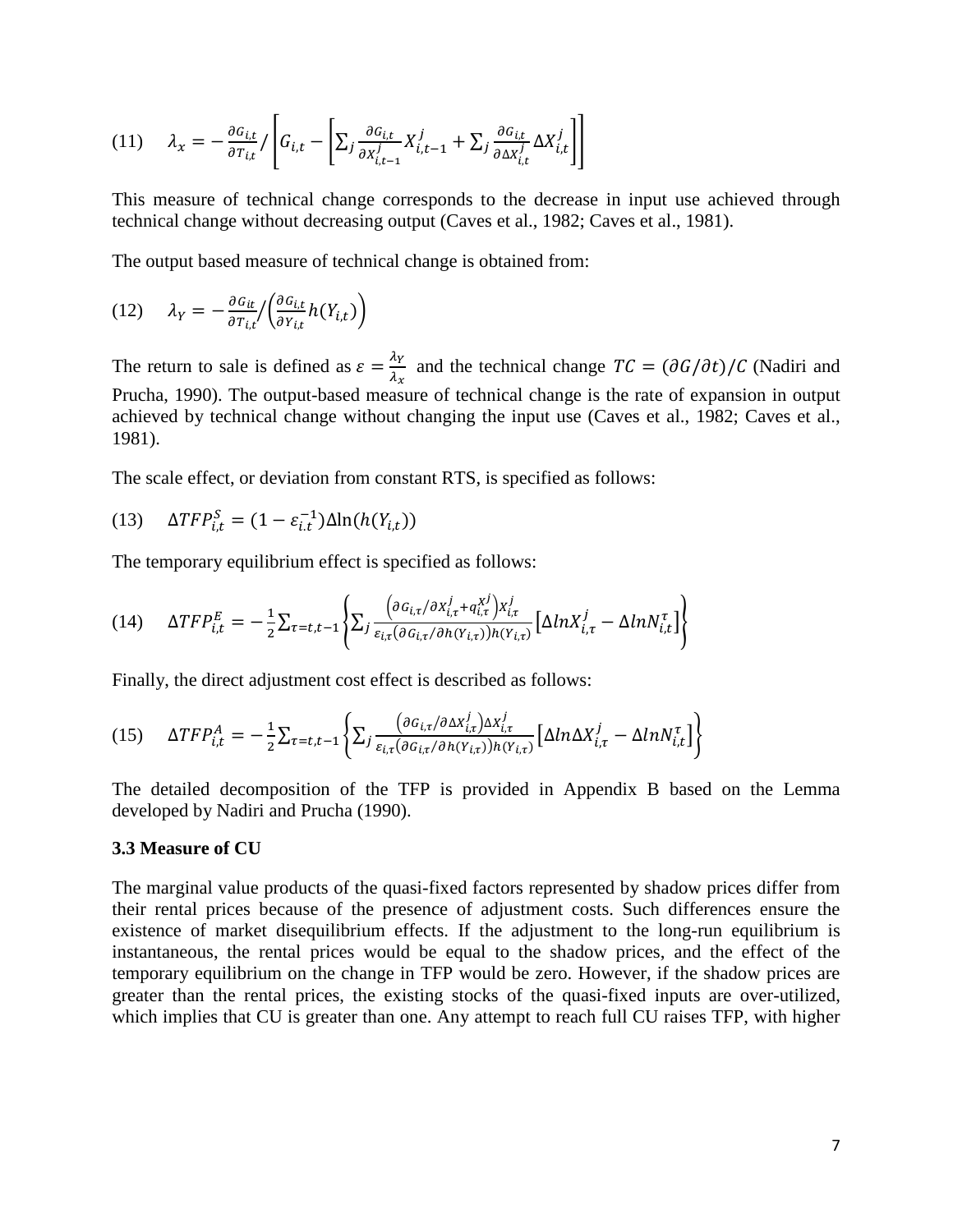$$(11) \quad \lambda_x = -\frac{\partial G_{i,t}}{\partial T_{i,t}} / \left[ G_{i,t} - \left[ \sum_j \frac{\partial G_{i,t}}{\partial X_{i,t-1}^j} X_{i,t-1}^j + \sum_j \frac{\partial G_{i,t}}{\partial \Delta X_{i,t}^j} \Delta X_{i,t}^j \right] \right]$$

This measure of technical change corresponds to the decrease in input use achieved through technical change without decreasing output (Caves et al., 1982; Caves et al., 1981).

The output based measure of technical change is obtained from:

$$(12) \quad \lambda_Y = -\frac{\partial G_{it}}{\partial T_{i,t}} / \left( \frac{\partial G_{i,t}}{\partial Y_{i,t}} h(Y_{i,t}) \right)$$

The return to sale is defined as $\varepsilon = \frac{\lambda_Y}{\lambda_x}$ and the technical change $TC = (\partial G / \partial t)/C$ (Nadiri and Prucha, 1990). The output-based measure of technical change is the rate of expansion in output achieved by technical change without changing the input use (Caves et al., 1982; Caves et al., 1981).

The scale effect, or deviation from constant RTS, is specified as follows:

$$(13) \quad \Delta TFP_{i,t}^S = (1 - \varepsilon_{i.t}^{-1}) \Delta \ln(h(Y_{i,t}))$$

The temporary equilibrium effect is specified as follows:

$$(14) \quad \Delta TFP_{i,t}^E = -\frac{1}{2} \sum_{\tau=t,t-1} \left\{ \sum_j \frac{\left( \partial G_{i,\tau} / \partial X_{i,\tau}^j + q_{i,\tau}^{X^j} \right) X_{i,\tau}^j}{\varepsilon_{i,\tau} \left( \partial G_{i,\tau} / \partial h(Y_{i,\tau}) \right) h(Y_{i,\tau})} \left[ \Delta ln X_{i,\tau}^j - \Delta ln N_{i,t}^\tau \right] \right\}$$

Finally, the direct adjustment cost effect is described as follows:

$$(15) \quad \Delta TFP_{i,t}^A = -\frac{1}{2} \sum_{\tau=t,t-1} \left\{ \sum_j \frac{\left( \partial G_{i,\tau} / \partial \Delta X_{i,\tau}^j \right) \Delta X_{i,\tau}^j}{\varepsilon_{i,\tau} \left( \partial G_{i,\tau} / \partial h(Y_{i,\tau}) \right) h(Y_{i,\tau})} \left[ \Delta ln \Delta X_{i,\tau}^j - \Delta ln N_{i,t}^\tau \right] \right\}$$

The detailed decomposition of the TFP is provided in Appendix B based on the Lemma developed by Nadiri and Prucha (1990).

### 3.3 Measure of CU

The marginal value products of the quasi-fixed factors represented by shadow prices differ from their rental prices because of the presence of adjustment costs. Such differences ensure the existence of market disequilibrium effects. If the adjustment to the long-run equilibrium is instantaneous, the rental prices would be equal to the shadow prices, and the effect of the temporary equilibrium on the change in TFP would be zero. However, if the shadow prices are greater than the rental prices, the existing stocks of the quasi-fixed inputs are over-utilized, which implies that CU is greater than one. Any attempt to reach full CU raises TFP, with higher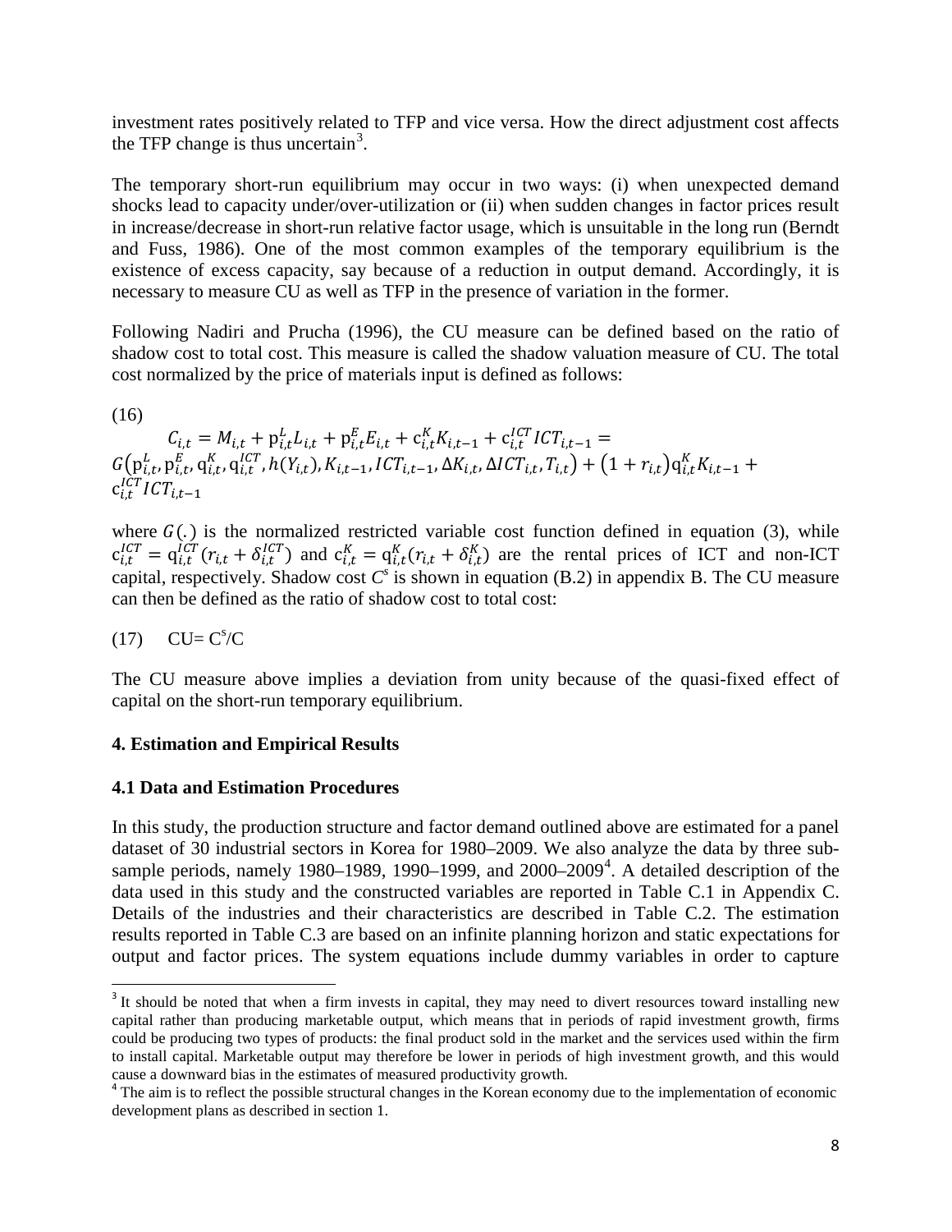investment rates positively related to TFP and vice versa. How the direct adjustment cost affects the TFP change is thus uncertain[3].

The temporary short-run equilibrium may occur in two ways: (i) when unexpected demand shocks lead to capacity under/over-utilization or (ii) when sudden changes in factor prices result in increase/decrease in short-run relative factor usage, which is unsuitable in the long run (Berndt and Fuss, 1986). One of the most common examples of the temporary equilibrium is the existence of excess capacity, say because of a reduction in output demand. Accordingly, it is necessary to measure CU as well as TFP in the presence of variation in the former.

Following Nadiri and Prucha (1996), the CU measure can be defined based on the ratio of shadow cost to total cost. This measure is called the shadow valuation measure of CU. The total cost normalized by the price of materials input is defined as follows:

(16)

$$C_{i,t} = M_{i,t} + p_{i,t}^{L} L_{i,t} + p_{i,t}^{E} E_{i,t} + c_{i,t}^{K} K_{i,t-1} + c_{i,t}^{ICT} ICT_{i,t-1} = G\left(p_{i,t}^{L}, p_{i,t}^{E}, q_{i,t}^{K}, q_{i,t}^{ICT}, h(Y_{i,t}), K_{i,t-1}, ICT_{i,t-1}, \Delta K_{i,t}, \Delta ICT_{i,t}, T_{i,t}\right) + \left(1 + r_{i,t}\right) q_{i,t}^{K} K_{i,t-1} + c_{i,t}^{ICT} ICT_{i,t-1}$$

where $G(.)$ is the normalized restricted variable cost function defined in equation (3), while $c_{i,t}^{ICT} = q_{i,t}^{ICT}(r_{i,t} + \delta_{i,t}^{ICT})$ and $c_{i,t}^{K} = q_{i,t}^{K}(r_{i,t} + \delta_{i,t}^{K})$ are the rental prices of ICT and non-ICT capital, respectively. Shadow cost $C^{s}$ is shown in equation (B.2) in appendix B. The CU measure can then be defined as the ratio of shadow cost to total cost:

(17) $CU = C^{s}/C$

The CU measure above implies a deviation from unity because of the quasi-fixed effect of capital on the short-run temporary equilibrium.

## 4. Estimation and Empirical Results

### 4.1 Data and Estimation Procedures

In this study, the production structure and factor demand outlined above are estimated for a panel dataset of 30 industrial sectors in Korea for 1980–2009. We also analyze the data by three sub-sample periods, namely 1980–1989, 1990–1999, and 2000–2009[4]. A detailed description of the data used in this study and the constructed variables are reported in Table C.1 in Appendix C. Details of the industries and their characteristics are described in Table C.2. The estimation results reported in Table C.3 are based on an infinite planning horizon and static expectations for output and factor prices. The system equations include dummy variables in order to capture

---

[3] It should be noted that when a firm invests in capital, they may need to divert resources toward installing new capital rather than producing marketable output, which means that in periods of rapid investment growth, firms could be producing two types of products: the final product sold in the market and the services used within the firm to install capital. Marketable output may therefore be lower in periods of high investment growth, and this would cause a downward bias in the estimates of measured productivity growth.

[4] The aim is to reflect the possible structural changes in the Korean economy due to the implementation of economic development plans as described in section 1.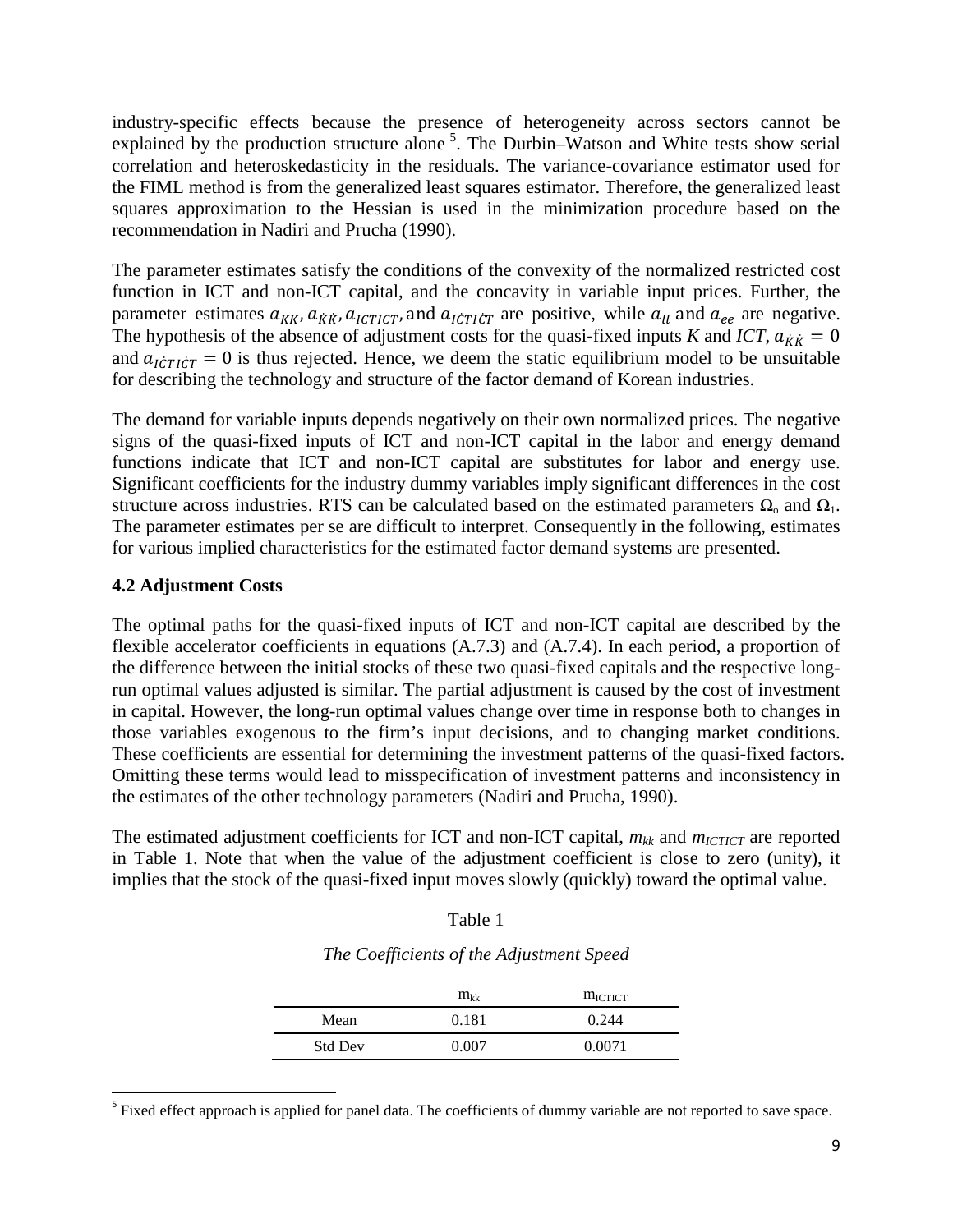industry-specific effects because the presence of heterogeneity across sectors cannot be explained by the production structure alone [5]. The Durbin–Watson and White tests show serial correlation and heteroskedasticity in the residuals. The variance-covariance estimator used for the FIML method is from the generalized least squares estimator. Therefore, the generalized least squares approximation to the Hessian is used in the minimization procedure based on the recommendation in Nadiri and Prucha (1990).

The parameter estimates satisfy the conditions of the convexity of the normalized restricted cost function in ICT and non-ICT capital, and the concavity in variable input prices. Further, the parameter estimates $a_{KK}, a_{\dot{K}\dot{K}}, a_{ICTICT}$, and $a_{I\dot{C}TI\dot{C}T}$ are positive, while $a_{ll}$ and $a_{ee}$ are negative. The hypothesis of the absence of adjustment costs for the quasi-fixed inputs *K* and *ICT*, $a_{\dot{K}\dot{K}} = 0$ and $a_{I\dot{C}TI\dot{C}T} = 0$ is thus rejected. Hence, we deem the static equilibrium model to be unsuitable for describing the technology and structure of the factor demand of Korean industries.

The demand for variable inputs depends negatively on their own normalized prices. The negative signs of the quasi-fixed inputs of ICT and non-ICT capital in the labor and energy demand functions indicate that ICT and non-ICT capital are substitutes for labor and energy use. Significant coefficients for the industry dummy variables imply significant differences in the cost structure across industries. RTS can be calculated based on the estimated parameters $\Omega_o$ and $\Omega_1$. The parameter estimates per se are difficult to interpret. Consequently in the following, estimates for various implied characteristics for the estimated factor demand systems are presented.

**4.2 Adjustment Costs**

The optimal paths for the quasi-fixed inputs of ICT and non-ICT capital are described by the flexible accelerator coefficients in equations (A.7.3) and (A.7.4). In each period, a proportion of the difference between the initial stocks of these two quasi-fixed capitals and the respective long-run optimal values adjusted is similar. The partial adjustment is caused by the cost of investment in capital. However, the long-run optimal values change over time in response both to changes in those variables exogenous to the firm's input decisions, and to changing market conditions. These coefficients are essential for determining the investment patterns of the quasi-fixed factors. Omitting these terms would lead to misspecification of investment patterns and inconsistency in the estimates of the other technology parameters (Nadiri and Prucha, 1990).

The estimated adjustment coefficients for ICT and non-ICT capital, $m_{kk}$ and $m_{ICTICT}$ are reported in Table 1. Note that when the value of the adjustment coefficient is close to zero (unity), it implies that the stock of the quasi-fixed input moves slowly (quickly) toward the optimal value.

Table 1

*The Coefficients of the Adjustment Speed*

| | $m_{kk}$ | $m_{ICTICT}$ |
|---|---|---|
| Mean | 0.181 | 0.244 |
| Std Dev | 0.007 | 0.0071 |

[5] Fixed effect approach is applied for panel data. The coefficients of dummy variable are not reported to save space.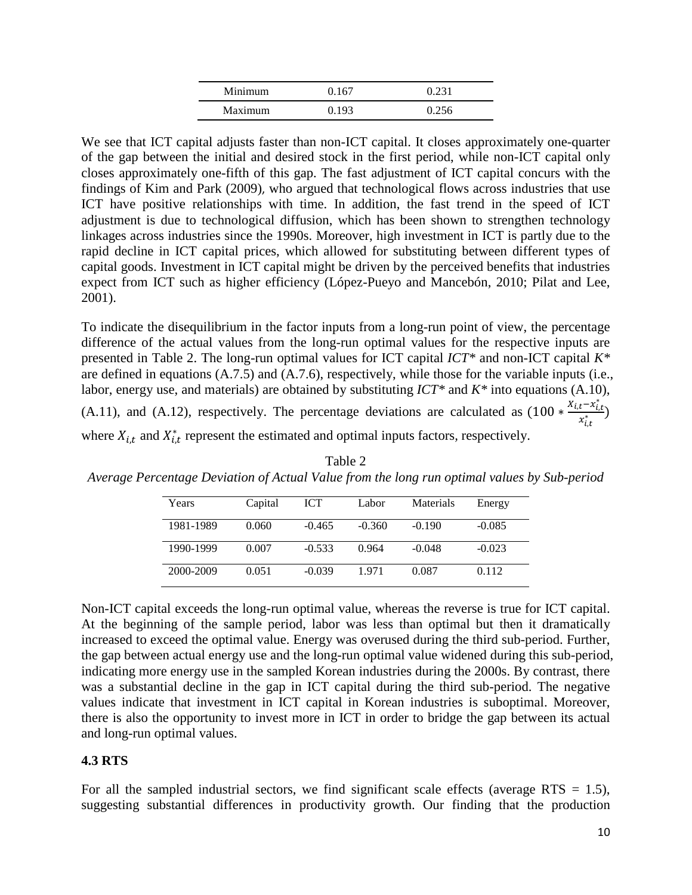| Minimum | 0.167 | 0.231 |
| --- | --- | --- |
| Maximum | 0.193 | 0.256 |

We see that ICT capital adjusts faster than non-ICT capital. It closes approximately one-quarter of the gap between the initial and desired stock in the first period, while non-ICT capital only closes approximately one-fifth of this gap. The fast adjustment of ICT capital concurs with the findings of Kim and Park (2009), who argued that technological flows across industries that use ICT have positive relationships with time. In addition, the fast trend in the speed of ICT adjustment is due to technological diffusion, which has been shown to strengthen technology linkages across industries since the 1990s. Moreover, high investment in ICT is partly due to the rapid decline in ICT capital prices, which allowed for substituting between different types of capital goods. Investment in ICT capital might be driven by the perceived benefits that industries expect from ICT such as higher efficiency (López-Pueyo and Mancebón, 2010; Pilat and Lee, 2001).

To indicate the disequilibrium in the factor inputs from a long-run point of view, the percentage difference of the actual values from the long-run optimal values for the respective inputs are presented in Table 2. The long-run optimal values for ICT capital $ICT^*$ and non-ICT capital $K^*$ are defined in equations (A.7.5) and (A.7.6), respectively, while those for the variable inputs (i.e., labor, energy use, and materials) are obtained by substituting $ICT^*$ and $K^*$ into equations (A.10), (A.11), and (A.12), respectively. The percentage deviations are calculated as $(100 * \frac{X_{i,t}-x_{i,t}^*}{x_{i,t}^*})$ where $X_{i,t}$ and $X_{i,t}^*$ represent the estimated and optimal inputs factors, respectively.

Table 2
*Average Percentage Deviation of Actual Value from the long run optimal values by Sub-period*

| Years | Capital | ICT | Labor | Materials | Energy |
| --- | --- | --- | --- | --- | --- |
| 1981-1989 | 0.060 | -0.465 | -0.360 | -0.190 | -0.085 |
| 1990-1999 | 0.007 | -0.533 | 0.964 | -0.048 | -0.023 |
| 2000-2009 | 0.051 | -0.039 | 1.971 | 0.087 | 0.112 |

Non-ICT capital exceeds the long-run optimal value, whereas the reverse is true for ICT capital. At the beginning of the sample period, labor was less than optimal but then it dramatically increased to exceed the optimal value. Energy was overused during the third sub-period. Further, the gap between actual energy use and the long-run optimal value widened during this sub-period, indicating more energy use in the sampled Korean industries during the 2000s. By contrast, there was a substantial decline in the gap in ICT capital during the third sub-period. The negative values indicate that investment in ICT capital in Korean industries is suboptimal. Moreover, there is also the opportunity to invest more in ICT in order to bridge the gap between its actual and long-run optimal values.

## 4.3 RTS

For all the sampled industrial sectors, we find significant scale effects (average RTS = 1.5), suggesting substantial differences in productivity growth. Our finding that the production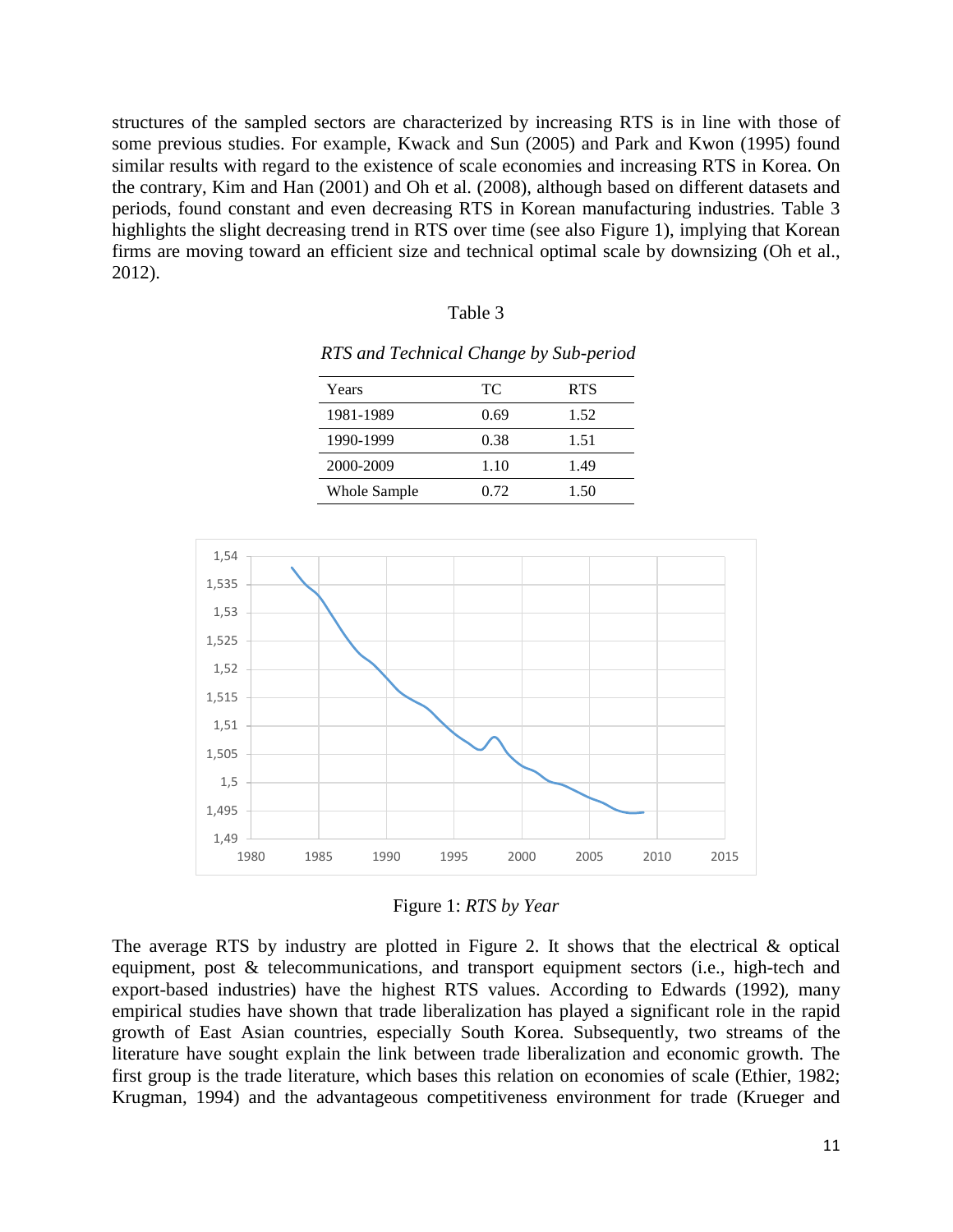structures of the sampled sectors are characterized by increasing RTS is in line with those of some previous studies. For example, Kwack and Sun (2005) and Park and Kwon (1995) found similar results with regard to the existence of scale economies and increasing RTS in Korea. On the contrary, Kim and Han (2001) and Oh et al. (2008), although based on different datasets and periods, found constant and even decreasing RTS in Korean manufacturing industries. Table 3 highlights the slight decreasing trend in RTS over time (see also Figure 1), implying that Korean firms are moving toward an efficient size and technical optimal scale by downsizing (Oh et al., 2012).

Table 3

*RTS and Technical Change by Sub-period*

| Years | TC | RTS |
|---|---|---|
| 1981-1989 | 0.69 | 1.52 |
| 1990-1999 | 0.38 | 1.51 |
| 2000-2009 | 1.10 | 1.49 |
| Whole Sample | 0.72 | 1.50 |

Figure 1: *RTS by Year*

The average RTS by industry are plotted in Figure 2. It shows that the electrical & optical equipment, post & telecommunications, and transport equipment sectors (i.e., high-tech and export-based industries) have the highest RTS values. According to Edwards (1992), many empirical studies have shown that trade liberalization has played a significant role in the rapid growth of East Asian countries, especially South Korea. Subsequently, two streams of the literature have sought explain the link between trade liberalization and economic growth. The first group is the trade literature, which bases this relation on economies of scale (Ethier, 1982; Krugman, 1994) and the advantageous competitiveness environment for trade (Krueger and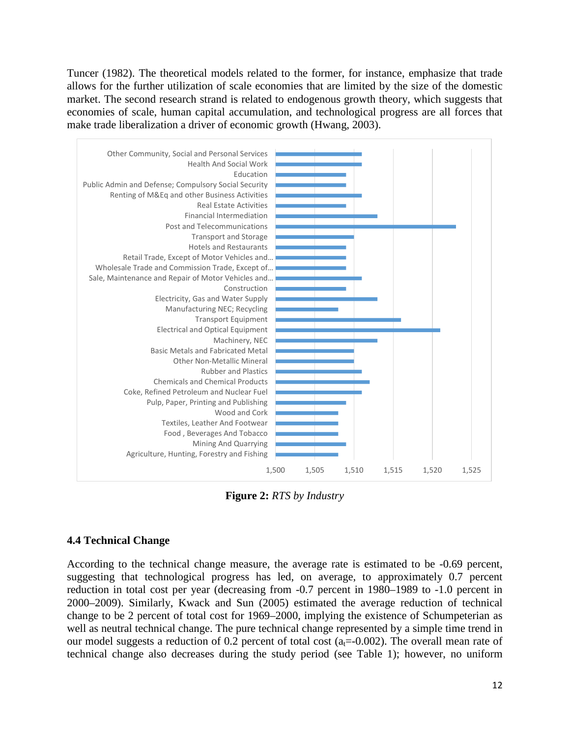Tuncer (1982). The theoretical models related to the former, for instance, emphasize that trade allows for the further utilization of scale economies that are limited by the size of the domestic market. The second research strand is related to endogenous growth theory, which suggests that economies of scale, human capital accumulation, and technological progress are all forces that make trade liberalization a driver of economic growth (Hwang, 2003).

**Figure 2:** *RTS by Industry*

### 4.4 Technical Change

According to the technical change measure, the average rate is estimated to be -0.69 percent, suggesting that technological progress has led, on average, to approximately 0.7 percent reduction in total cost per year (decreasing from -0.7 percent in 1980–1989 to -1.0 percent in 2000–2009). Similarly, Kwack and Sun (2005) estimated the average reduction of technical change to be 2 percent of total cost for 1969–2000, implying the existence of Schumpeterian as well as neutral technical change. The pure technical change represented by a simple time trend in our model suggests a reduction of 0.2 percent of total cost ($a_t$=-0.002). The overall mean rate of technical change also decreases during the study period (see Table 1); however, no uniform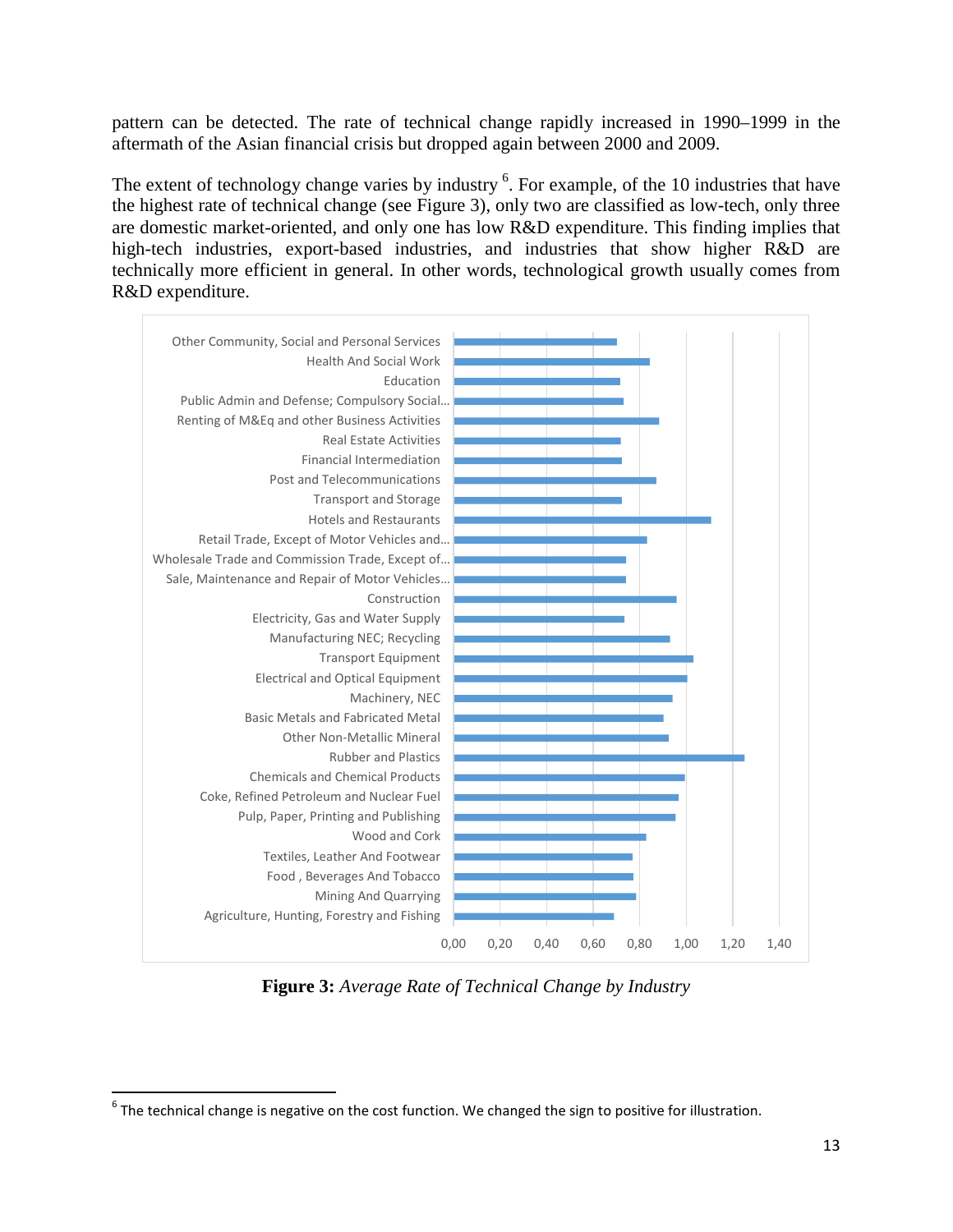pattern can be detected. The rate of technical change rapidly increased in 1990–1999 in the aftermath of the Asian financial crisis but dropped again between 2000 and 2009.

The extent of technology change varies by industry [6]. For example, of the 10 industries that have the highest rate of technical change (see Figure 3), only two are classified as low-tech, only three are domestic market-oriented, and only one has low R&D expenditure. This finding implies that high-tech industries, export-based industries, and industries that show higher R&D are technically more efficient in general. In other words, technological growth usually comes from R&D expenditure.

**Figure 3:** *Average Rate of Technical Change by Industry*

[6] The technical change is negative on the cost function. We changed the sign to positive for illustration.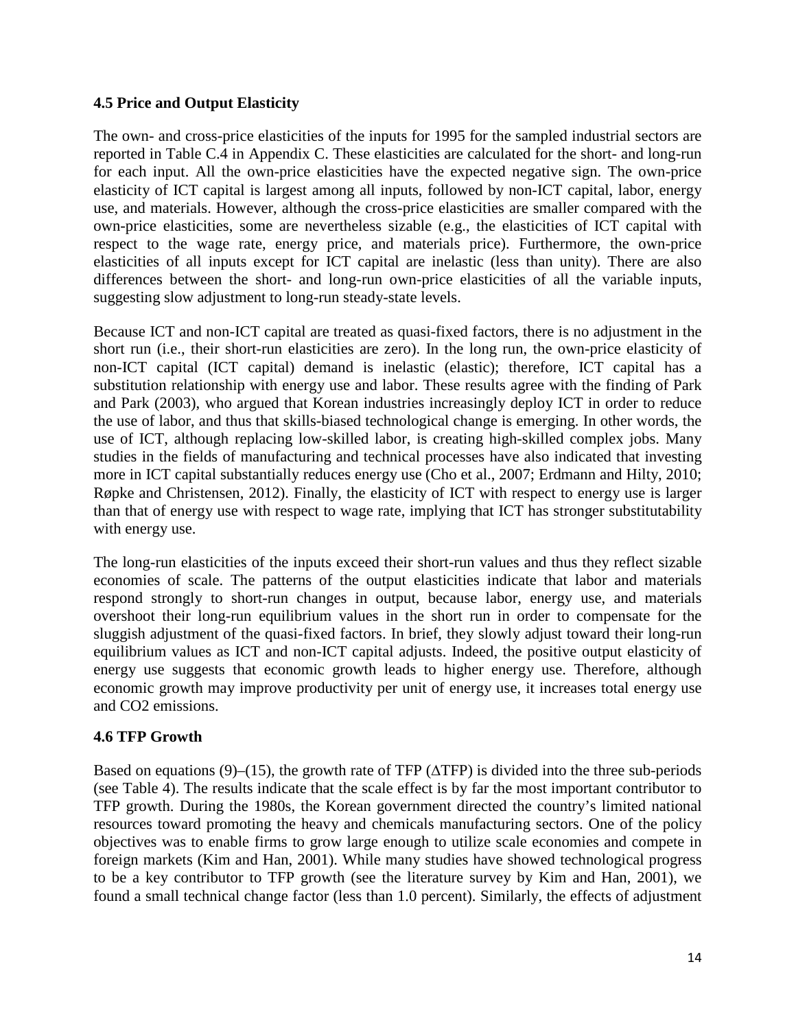### 4.5 Price and Output Elasticity

The own- and cross-price elasticities of the inputs for 1995 for the sampled industrial sectors are reported in Table C.4 in Appendix C. These elasticities are calculated for the short- and long-run for each input. All the own-price elasticities have the expected negative sign. The own-price elasticity of ICT capital is largest among all inputs, followed by non-ICT capital, labor, energy use, and materials. However, although the cross-price elasticities are smaller compared with the own-price elasticities, some are nevertheless sizable (e.g., the elasticities of ICT capital with respect to the wage rate, energy price, and materials price). Furthermore, the own-price elasticities of all inputs except for ICT capital are inelastic (less than unity). There are also differences between the short- and long-run own-price elasticities of all the variable inputs, suggesting slow adjustment to long-run steady-state levels.

Because ICT and non-ICT capital are treated as quasi-fixed factors, there is no adjustment in the short run (i.e., their short-run elasticities are zero). In the long run, the own-price elasticity of non-ICT capital (ICT capital) demand is inelastic (elastic); therefore, ICT capital has a substitution relationship with energy use and labor. These results agree with the finding of Park and Park (2003), who argued that Korean industries increasingly deploy ICT in order to reduce the use of labor, and thus that skills-biased technological change is emerging. In other words, the use of ICT, although replacing low-skilled labor, is creating high-skilled complex jobs. Many studies in the fields of manufacturing and technical processes have also indicated that investing more in ICT capital substantially reduces energy use (Cho et al., 2007; Erdmann and Hilty, 2010; Røpke and Christensen, 2012). Finally, the elasticity of ICT with respect to energy use is larger than that of energy use with respect to wage rate, implying that ICT has stronger substitutability with energy use.

The long-run elasticities of the inputs exceed their short-run values and thus they reflect sizable economies of scale. The patterns of the output elasticities indicate that labor and materials respond strongly to short-run changes in output, because labor, energy use, and materials overshoot their long-run equilibrium values in the short run in order to compensate for the sluggish adjustment of the quasi-fixed factors. In brief, they slowly adjust toward their long-run equilibrium values as ICT and non-ICT capital adjusts. Indeed, the positive output elasticity of energy use suggests that economic growth leads to higher energy use. Therefore, although economic growth may improve productivity per unit of energy use, it increases total energy use and $CO_2$ emissions.

### 4.6 TFP Growth

Based on equations (9)–(15), the growth rate of TFP ($\Delta$TFP) is divided into the three sub-periods (see Table 4). The results indicate that the scale effect is by far the most important contributor to TFP growth. During the 1980s, the Korean government directed the country's limited national resources toward promoting the heavy and chemicals manufacturing sectors. One of the policy objectives was to enable firms to grow large enough to utilize scale economies and compete in foreign markets (Kim and Han, 2001). While many studies have showed technological progress to be a key contributor to TFP growth (see the literature survey by Kim and Han, 2001), we found a small technical change factor (less than 1.0 percent). Similarly, the effects of adjustment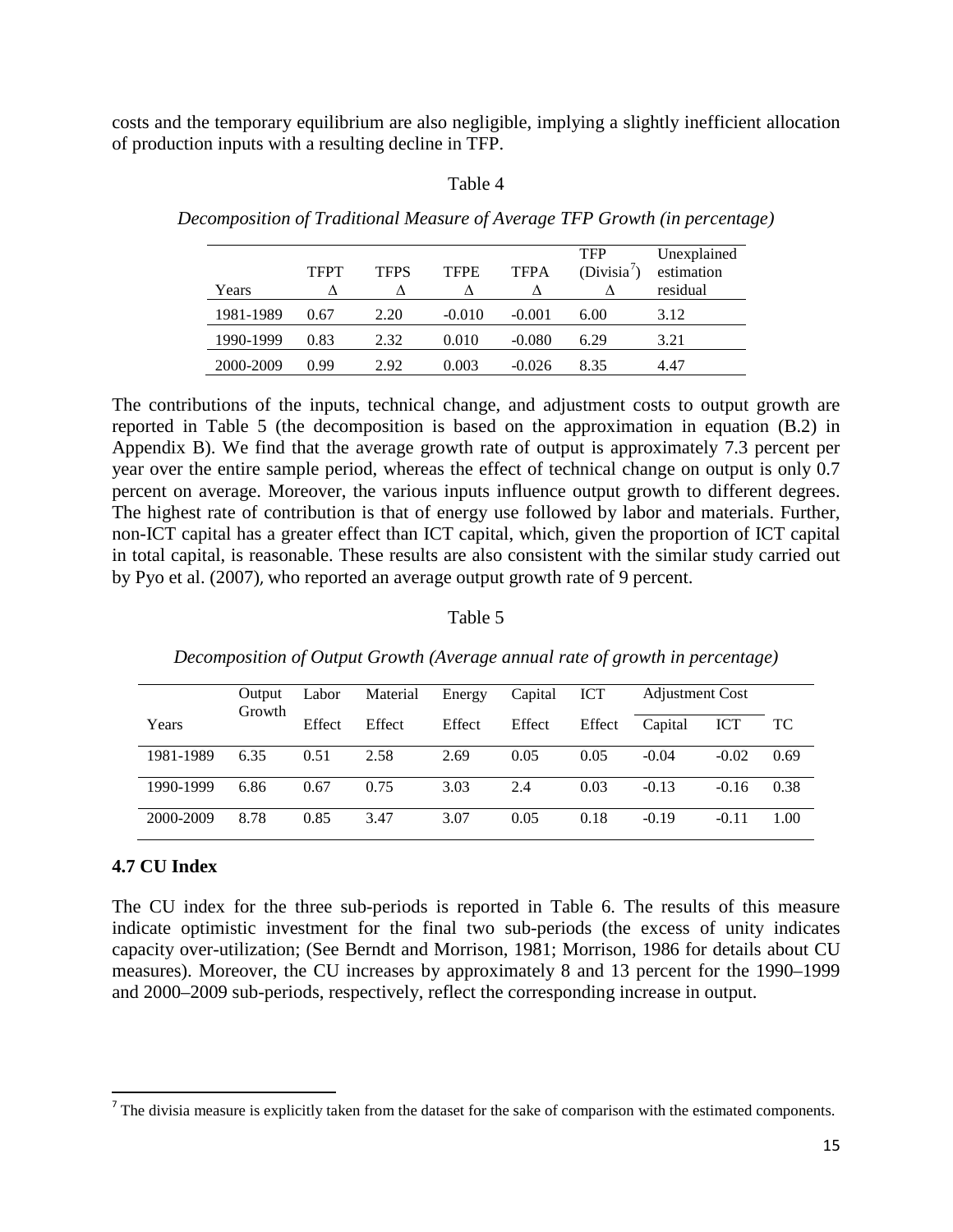costs and the temporary equilibrium are also negligible, implying a slightly inefficient allocation of production inputs with a resulting decline in TFP.

Table 4

*Decomposition of Traditional Measure of Average TFP Growth (in percentage)*

| Years | TFPT $\Delta$ | TFPS $\Delta$ | TFPE $\Delta$ | TFPA $\Delta$ | TFP (Divisia[7]) $\Delta$ | Unexplained estimation residual |
|---|---|---|---|---|---|---|
| 1981-1989 | 0.67 | 2.20 | -0.010 | -0.001 | 6.00 | 3.12 |
| 1990-1999 | 0.83 | 2.32 | 0.010 | -0.080 | 6.29 | 3.21 |
| 2000-2009 | 0.99 | 2.92 | 0.003 | -0.026 | 8.35 | 4.47 |

The contributions of the inputs, technical change, and adjustment costs to output growth are reported in Table 5 (the decomposition is based on the approximation in equation (B.2) in Appendix B). We find that the average growth rate of output is approximately 7.3 percent per year over the entire sample period, whereas the effect of technical change on output is only 0.7 percent on average. Moreover, the various inputs influence output growth to different degrees. The highest rate of contribution is that of energy use followed by labor and materials. Further, non-ICT capital has a greater effect than ICT capital, which, given the proportion of ICT capital in total capital, is reasonable. These results are also consistent with the similar study carried out by Pyo et al. (2007), who reported an average output growth rate of 9 percent.

Table 5

*Decomposition of Output Growth (Average annual rate of growth in percentage)*

| Years | Output Growth | Labor Effect | Material Effect | Energy Effect | Capital Effect | ICT Effect | Adjustment Cost | | TC |
|---|---|---|---|---|---|---|---|---|---|
| | | | | | | | Capital | ICT | |
| 1981-1989 | 6.35 | 0.51 | 2.58 | 2.69 | 0.05 | 0.05 | -0.04 | -0.02 | 0.69 |
| 1990-1999 | 6.86 | 0.67 | 0.75 | 3.03 | 2.4 | 0.03 | -0.13 | -0.16 | 0.38 |
| 2000-2009 | 8.78 | 0.85 | 3.47 | 3.07 | 0.05 | 0.18 | -0.19 | -0.11 | 1.00 |

## 4.7 CU Index

The CU index for the three sub-periods is reported in Table 6. The results of this measure indicate optimistic investment for the final two sub-periods (the excess of unity indicates capacity over-utilization; (See Berndt and Morrison, 1981; Morrison, 1986 for details about CU measures). Moreover, the CU increases by approximately 8 and 13 percent for the 1990–1999 and 2000–2009 sub-periods, respectively, reflect the corresponding increase in output.

[7] The divisia measure is explicitly taken from the dataset for the sake of comparison with the estimated components.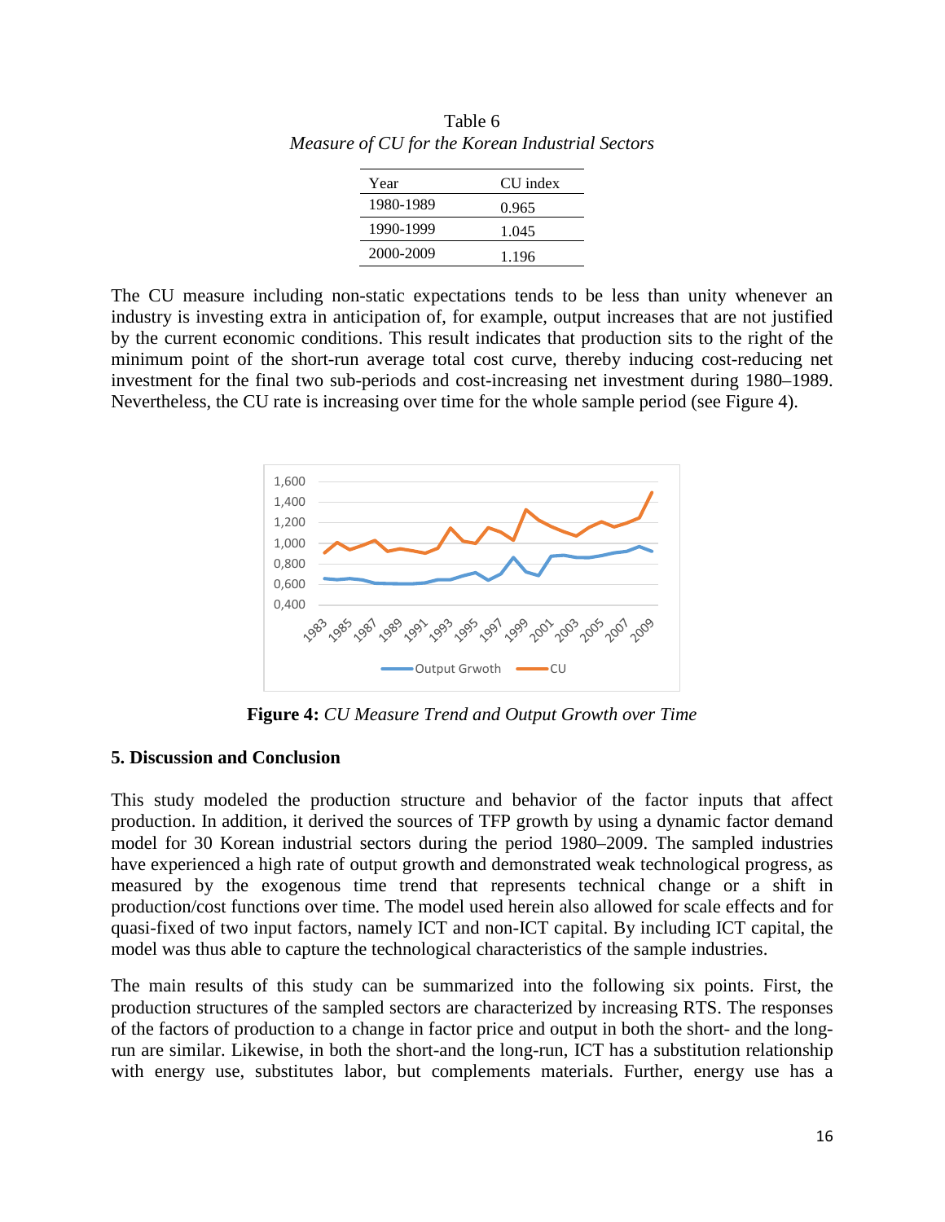Table 6

*Measure of CU for the Korean Industrial Sectors*

| Year | CU index |
|---|---|
| 1980-1989 | 0.965 |
| 1990-1999 | 1.045 |
| 2000-2009 | 1.196 |

The CU measure including non-static expectations tends to be less than unity whenever an industry is investing extra in anticipation of, for example, output increases that are not justified by the current economic conditions. This result indicates that production sits to the right of the minimum point of the short-run average total cost curve, thereby inducing cost-reducing net investment for the final two sub-periods and cost-increasing net investment during 1980–1989. Nevertheless, the CU rate is increasing over time for the whole sample period (see Figure 4).

**Figure 4:** *CU Measure Trend and Output Growth over Time*

## 5. Discussion and Conclusion

This study modeled the production structure and behavior of the factor inputs that affect production. In addition, it derived the sources of TFP growth by using a dynamic factor demand model for 30 Korean industrial sectors during the period 1980–2009. The sampled industries have experienced a high rate of output growth and demonstrated weak technological progress, as measured by the exogenous time trend that represents technical change or a shift in production/cost functions over time. The model used herein also allowed for scale effects and for quasi-fixed of two input factors, namely ICT and non-ICT capital. By including ICT capital, the model was thus able to capture the technological characteristics of the sample industries.

The main results of this study can be summarized into the following six points. First, the production structures of the sampled sectors are characterized by increasing RTS. The responses of the factors of production to a change in factor price and output in both the short- and the long-run are similar. Likewise, in both the short-and the long-run, ICT has a substitution relationship with energy use, substitutes labor, but complements materials. Further, energy use has a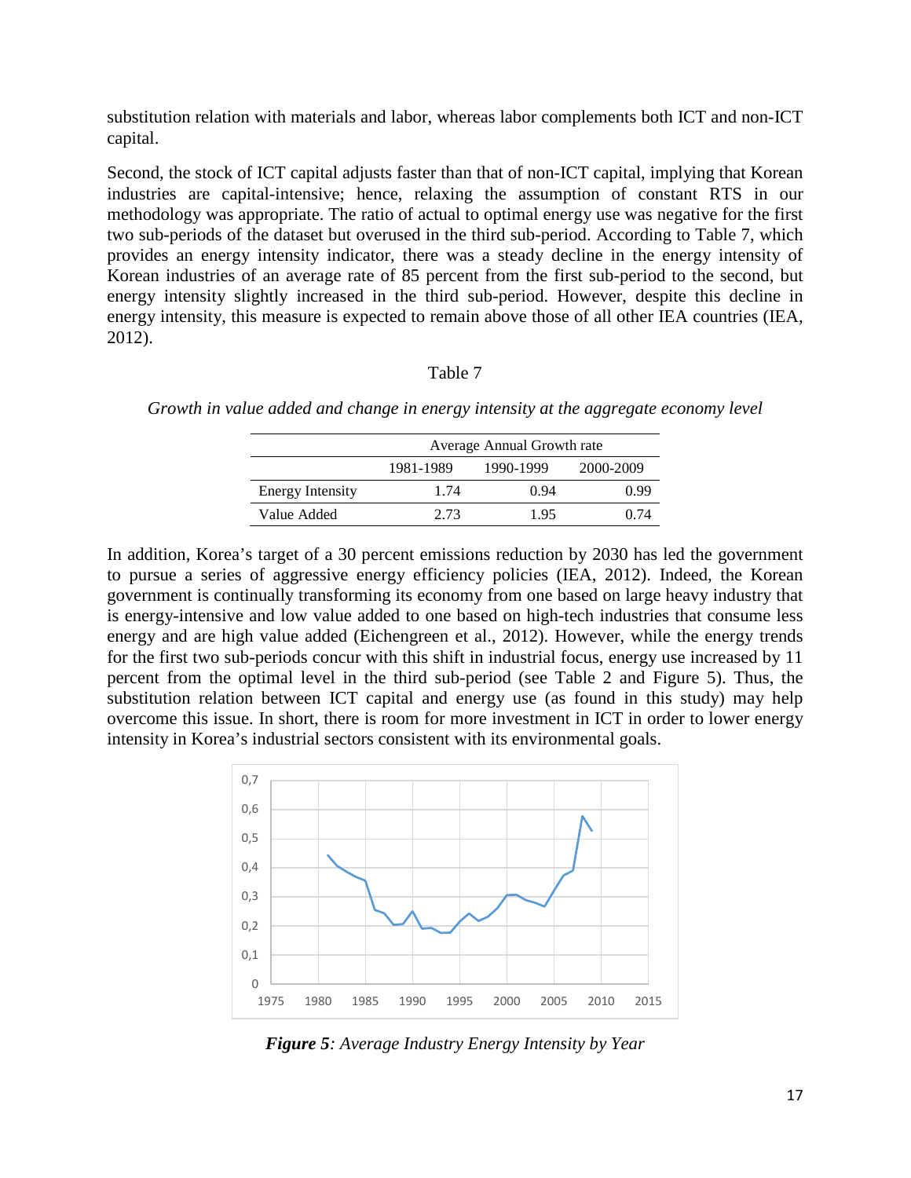substitution relation with materials and labor, whereas labor complements both ICT and non-ICT capital.

Second, the stock of ICT capital adjusts faster than that of non-ICT capital, implying that Korean industries are capital-intensive; hence, relaxing the assumption of constant RTS in our methodology was appropriate. The ratio of actual to optimal energy use was negative for the first two sub-periods of the dataset but overused in the third sub-period. According to Table 7, which provides an energy intensity indicator, there was a steady decline in the energy intensity of Korean industries of an average rate of 85 percent from the first sub-period to the second, but energy intensity slightly increased in the third sub-period. However, despite this decline in energy intensity, this measure is expected to remain above those of all other IEA countries (IEA, 2012).

Table 7

*Growth in value added and change in energy intensity at the aggregate economy level*

| | Average Annual Growth rate | | |
|---|---|---|---|
| | 1981-1989 | 1990-1999 | 2000-2009 |
| Energy Intensity | 1.74 | 0.94 | 0.99 |
| Value Added | 2.73 | 1.95 | 0.74 |

In addition, Korea's target of a 30 percent emissions reduction by 2030 has led the government to pursue a series of aggressive energy efficiency policies (IEA, 2012). Indeed, the Korean government is continually transforming its economy from one based on large heavy industry that is energy-intensive and low value added to one based on high-tech industries that consume less energy and are high value added (Eichengreen et al., 2012). However, while the energy trends for the first two sub-periods concur with this shift in industrial focus, energy use increased by 11 percent from the optimal level in the third sub-period (see Table 2 and Figure 5). Thus, the substitution relation between ICT capital and energy use (as found in this study) may help overcome this issue. In short, there is room for more investment in ICT in order to lower energy intensity in Korea's industrial sectors consistent with its environmental goals.

***Figure 5****: Average Industry Energy Intensity by Year*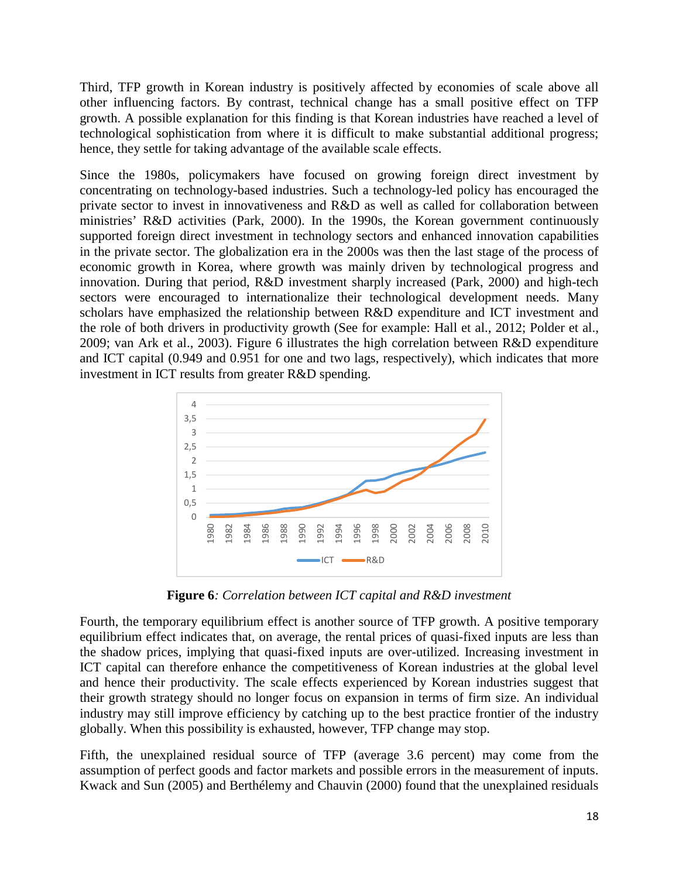Third, TFP growth in Korean industry is positively affected by economies of scale above all other influencing factors. By contrast, technical change has a small positive effect on TFP growth. A possible explanation for this finding is that Korean industries have reached a level of technological sophistication from where it is difficult to make substantial additional progress; hence, they settle for taking advantage of the available scale effects.

Since the 1980s, policymakers have focused on growing foreign direct investment by concentrating on technology-based industries. Such a technology-led policy has encouraged the private sector to invest in innovativeness and R&D as well as called for collaboration between ministries' R&D activities (Park, 2000). In the 1990s, the Korean government continuously supported foreign direct investment in technology sectors and enhanced innovation capabilities in the private sector. The globalization era in the 2000s was then the last stage of the process of economic growth in Korea, where growth was mainly driven by technological progress and innovation. During that period, R&D investment sharply increased (Park, 2000) and high-tech sectors were encouraged to internationalize their technological development needs. Many scholars have emphasized the relationship between R&D expenditure and ICT investment and the role of both drivers in productivity growth (See for example: Hall et al., 2012; Polder et al., 2009; van Ark et al., 2003). Figure 6 illustrates the high correlation between R&D expenditure and ICT capital (0.949 and 0.951 for one and two lags, respectively), which indicates that more investment in ICT results from greater R&D spending.

**Figure 6***: Correlation between ICT capital and R&D investment*

Fourth, the temporary equilibrium effect is another source of TFP growth. A positive temporary equilibrium effect indicates that, on average, the rental prices of quasi-fixed inputs are less than the shadow prices, implying that quasi-fixed inputs are over-utilized. Increasing investment in ICT capital can therefore enhance the competitiveness of Korean industries at the global level and hence their productivity. The scale effects experienced by Korean industries suggest that their growth strategy should no longer focus on expansion in terms of firm size. An individual industry may still improve efficiency by catching up to the best practice frontier of the industry globally. When this possibility is exhausted, however, TFP change may stop.

Fifth, the unexplained residual source of TFP (average 3.6 percent) may come from the assumption of perfect goods and factor markets and possible errors in the measurement of inputs. Kwack and Sun (2005) and Berthélemy and Chauvin (2000) found that the unexplained residuals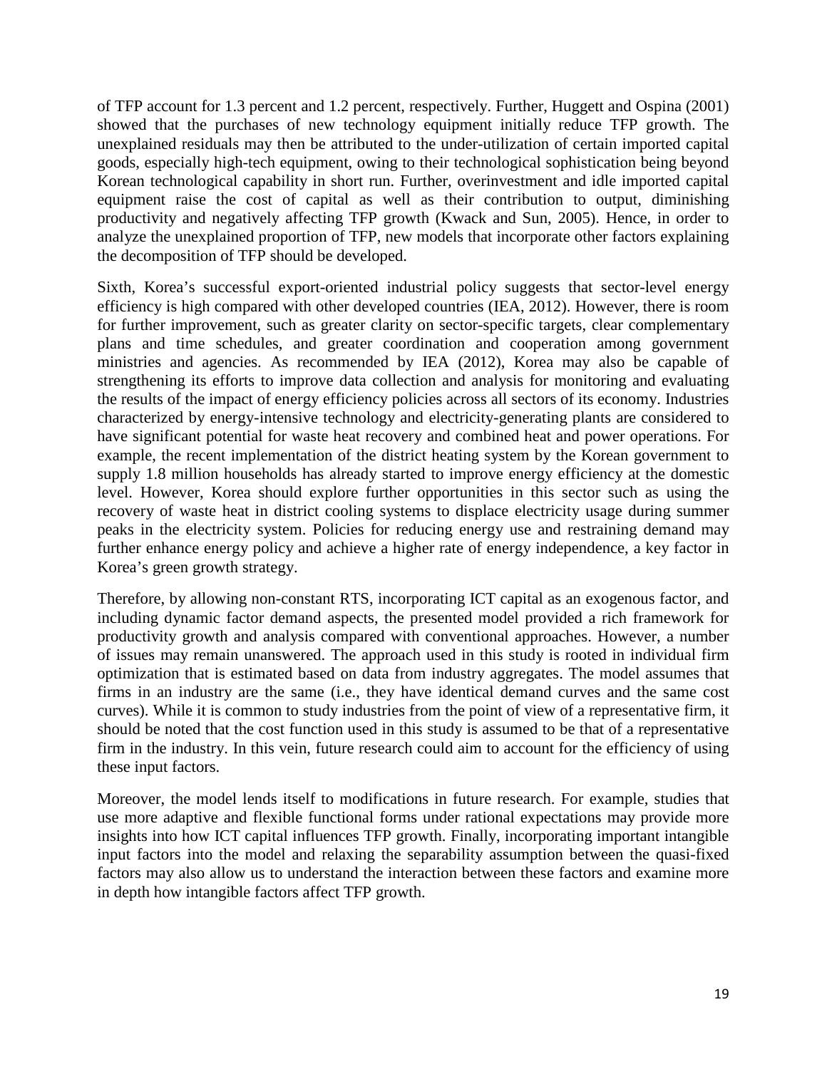of TFP account for 1.3 percent and 1.2 percent, respectively. Further, Huggett and Ospina (2001) showed that the purchases of new technology equipment initially reduce TFP growth. The unexplained residuals may then be attributed to the under-utilization of certain imported capital goods, especially high-tech equipment, owing to their technological sophistication being beyond Korean technological capability in short run. Further, overinvestment and idle imported capital equipment raise the cost of capital as well as their contribution to output, diminishing productivity and negatively affecting TFP growth (Kwack and Sun, 2005). Hence, in order to analyze the unexplained proportion of TFP, new models that incorporate other factors explaining the decomposition of TFP should be developed.

Sixth, Korea's successful export-oriented industrial policy suggests that sector-level energy efficiency is high compared with other developed countries (IEA, 2012). However, there is room for further improvement, such as greater clarity on sector-specific targets, clear complementary plans and time schedules, and greater coordination and cooperation among government ministries and agencies. As recommended by IEA (2012), Korea may also be capable of strengthening its efforts to improve data collection and analysis for monitoring and evaluating the results of the impact of energy efficiency policies across all sectors of its economy. Industries characterized by energy-intensive technology and electricity-generating plants are considered to have significant potential for waste heat recovery and combined heat and power operations. For example, the recent implementation of the district heating system by the Korean government to supply 1.8 million households has already started to improve energy efficiency at the domestic level. However, Korea should explore further opportunities in this sector such as using the recovery of waste heat in district cooling systems to displace electricity usage during summer peaks in the electricity system. Policies for reducing energy use and restraining demand may further enhance energy policy and achieve a higher rate of energy independence, a key factor in Korea's green growth strategy.

Therefore, by allowing non-constant RTS, incorporating ICT capital as an exogenous factor, and including dynamic factor demand aspects, the presented model provided a rich framework for productivity growth and analysis compared with conventional approaches. However, a number of issues may remain unanswered. The approach used in this study is rooted in individual firm optimization that is estimated based on data from industry aggregates. The model assumes that firms in an industry are the same (i.e., they have identical demand curves and the same cost curves). While it is common to study industries from the point of view of a representative firm, it should be noted that the cost function used in this study is assumed to be that of a representative firm in the industry. In this vein, future research could aim to account for the efficiency of using these input factors.

Moreover, the model lends itself to modifications in future research. For example, studies that use more adaptive and flexible functional forms under rational expectations may provide more insights into how ICT capital influences TFP growth. Finally, incorporating important intangible input factors into the model and relaxing the separability assumption between the quasi-fixed factors may also allow us to understand the interaction between these factors and examine more in depth how intangible factors affect TFP growth.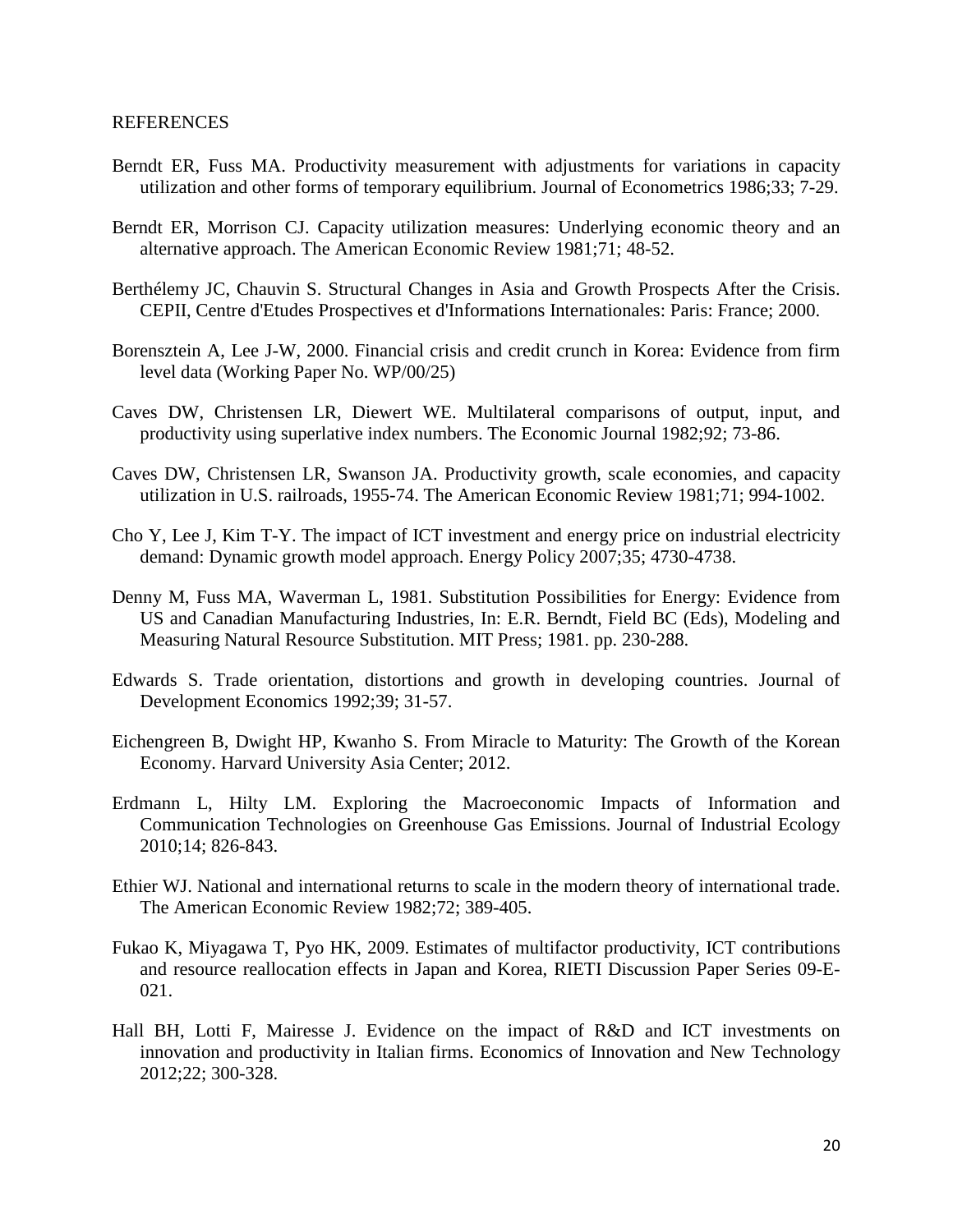REFERENCES

Berndt ER, Fuss MA. Productivity measurement with adjustments for variations in capacity utilization and other forms of temporary equilibrium. Journal of Econometrics 1986;33; 7-29.

Berndt ER, Morrison CJ. Capacity utilization measures: Underlying economic theory and an alternative approach. The American Economic Review 1981;71; 48-52.

Berthélemy JC, Chauvin S. Structural Changes in Asia and Growth Prospects After the Crisis. CEPII, Centre d'Etudes Prospectives et d'Informations Internationales: Paris: France; 2000.

Borensztein A, Lee J-W, 2000. Financial crisis and credit crunch in Korea: Evidence from firm level data (Working Paper No. WP/00/25)

Caves DW, Christensen LR, Diewert WE. Multilateral comparisons of output, input, and productivity using superlative index numbers. The Economic Journal 1982;92; 73-86.

Caves DW, Christensen LR, Swanson JA. Productivity growth, scale economies, and capacity utilization in U.S. railroads, 1955-74. The American Economic Review 1981;71; 994-1002.

Cho Y, Lee J, Kim T-Y. The impact of ICT investment and energy price on industrial electricity demand: Dynamic growth model approach. Energy Policy 2007;35; 4730-4738.

Denny M, Fuss MA, Waverman L, 1981. Substitution Possibilities for Energy: Evidence from US and Canadian Manufacturing Industries, In: E.R. Berndt, Field BC (Eds), Modeling and Measuring Natural Resource Substitution. MIT Press; 1981. pp. 230-288.

Edwards S. Trade orientation, distortions and growth in developing countries. Journal of Development Economics 1992;39; 31-57.

Eichengreen B, Dwight HP, Kwanho S. From Miracle to Maturity: The Growth of the Korean Economy. Harvard University Asia Center; 2012.

Erdmann L, Hilty LM. Exploring the Macroeconomic Impacts of Information and Communication Technologies on Greenhouse Gas Emissions. Journal of Industrial Ecology 2010;14; 826-843.

Ethier WJ. National and international returns to scale in the modern theory of international trade. The American Economic Review 1982;72; 389-405.

Fukao K, Miyagawa T, Pyo HK, 2009. Estimates of multifactor productivity, ICT contributions and resource reallocation effects in Japan and Korea, RIETI Discussion Paper Series 09-E-021.

Hall BH, Lotti F, Mairesse J. Evidence on the impact of R&D and ICT investments on innovation and productivity in Italian firms. Economics of Innovation and New Technology 2012;22; 300-328.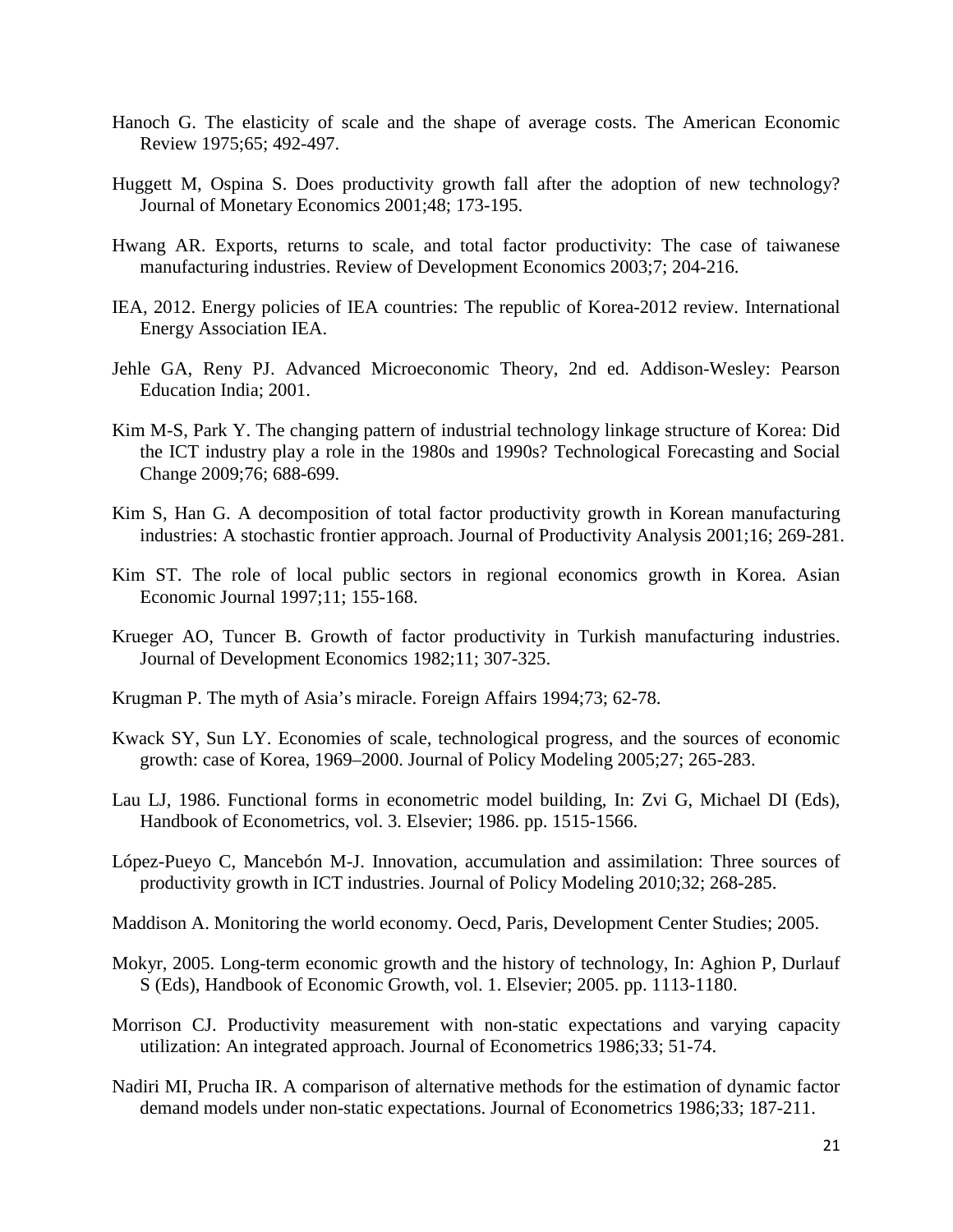Hanoch G. The elasticity of scale and the shape of average costs. The American Economic Review 1975;65; 492-497.

Huggett M, Ospina S. Does productivity growth fall after the adoption of new technology? Journal of Monetary Economics 2001;48; 173-195.

Hwang AR. Exports, returns to scale, and total factor productivity: The case of taiwanese manufacturing industries. Review of Development Economics 2003;7; 204-216.

IEA, 2012. Energy policies of IEA countries: The republic of Korea-2012 review. International Energy Association IEA.

Jehle GA, Reny PJ. Advanced Microeconomic Theory, 2nd ed. Addison-Wesley: Pearson Education India; 2001.

Kim M-S, Park Y. The changing pattern of industrial technology linkage structure of Korea: Did the ICT industry play a role in the 1980s and 1990s? Technological Forecasting and Social Change 2009;76; 688-699.

Kim S, Han G. A decomposition of total factor productivity growth in Korean manufacturing industries: A stochastic frontier approach. Journal of Productivity Analysis 2001;16; 269-281.

Kim ST. The role of local public sectors in regional economics growth in Korea. Asian Economic Journal 1997;11; 155-168.

Krueger AO, Tuncer B. Growth of factor productivity in Turkish manufacturing industries. Journal of Development Economics 1982;11; 307-325.

Krugman P. The myth of Asia's miracle. Foreign Affairs 1994;73; 62-78.

Kwack SY, Sun LY. Economies of scale, technological progress, and the sources of economic growth: case of Korea, 1969–2000. Journal of Policy Modeling 2005;27; 265-283.

Lau LJ, 1986. Functional forms in econometric model building, In: Zvi G, Michael DI (Eds), Handbook of Econometrics, vol. 3. Elsevier; 1986. pp. 1515-1566.

López-Pueyo C, Mancebón M-J. Innovation, accumulation and assimilation: Three sources of productivity growth in ICT industries. Journal of Policy Modeling 2010;32; 268-285.

Maddison A. Monitoring the world economy. Oecd, Paris, Development Center Studies; 2005.

Mokyr, 2005. Long-term economic growth and the history of technology, In: Aghion P, Durlauf S (Eds), Handbook of Economic Growth, vol. 1. Elsevier; 2005. pp. 1113-1180.

Morrison CJ. Productivity measurement with non-static expectations and varying capacity utilization: An integrated approach. Journal of Econometrics 1986;33; 51-74.

Nadiri MI, Prucha IR. A comparison of alternative methods for the estimation of dynamic factor demand models under non-static expectations. Journal of Econometrics 1986;33; 187-211.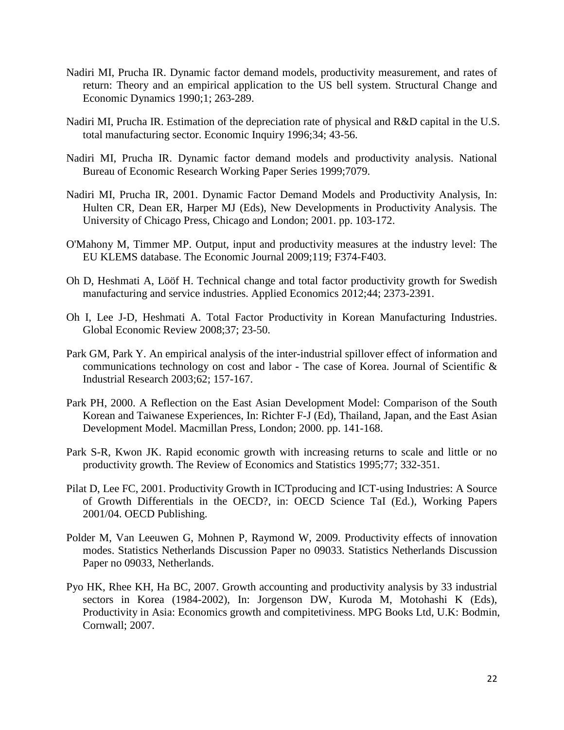Nadiri MI, Prucha IR. Dynamic factor demand models, productivity measurement, and rates of return: Theory and an empirical application to the US bell system. Structural Change and Economic Dynamics 1990;1; 263-289.

Nadiri MI, Prucha IR. Estimation of the depreciation rate of physical and R&D capital in the U.S. total manufacturing sector. Economic Inquiry 1996;34; 43-56.

Nadiri MI, Prucha IR. Dynamic factor demand models and productivity analysis. National Bureau of Economic Research Working Paper Series 1999;7079.

Nadiri MI, Prucha IR, 2001. Dynamic Factor Demand Models and Productivity Analysis, In: Hulten CR, Dean ER, Harper MJ (Eds), New Developments in Productivity Analysis. The University of Chicago Press, Chicago and London; 2001. pp. 103-172.

O'Mahony M, Timmer MP. Output, input and productivity measures at the industry level: The EU KLEMS database. The Economic Journal 2009;119; F374-F403.

Oh D, Heshmati A, Lööf H. Technical change and total factor productivity growth for Swedish manufacturing and service industries. Applied Economics 2012;44; 2373-2391.

Oh I, Lee J-D, Heshmati A. Total Factor Productivity in Korean Manufacturing Industries. Global Economic Review 2008;37; 23-50.

Park GM, Park Y. An empirical analysis of the inter-industrial spillover effect of information and communications technology on cost and labor - The case of Korea. Journal of Scientific & Industrial Research 2003;62; 157-167.

Park PH, 2000. A Reflection on the East Asian Development Model: Comparison of the South Korean and Taiwanese Experiences, In: Richter F-J (Ed), Thailand, Japan, and the East Asian Development Model. Macmillan Press, London; 2000. pp. 141-168.

Park S-R, Kwon JK. Rapid economic growth with increasing returns to scale and little or no productivity growth. The Review of Economics and Statistics 1995;77; 332-351.

Pilat D, Lee FC, 2001. Productivity Growth in ICTproducing and ICT-using Industries: A Source of Growth Differentials in the OECD?, in: OECD Science TaI (Ed.), Working Papers 2001/04. OECD Publishing.

Polder M, Van Leeuwen G, Mohnen P, Raymond W, 2009. Productivity effects of innovation modes. Statistics Netherlands Discussion Paper no 09033. Statistics Netherlands Discussion Paper no 09033, Netherlands.

Pyo HK, Rhee KH, Ha BC, 2007. Growth accounting and productivity analysis by 33 industrial sectors in Korea (1984-2002), In: Jorgenson DW, Kuroda M, Motohashi K (Eds), Productivity in Asia: Economics growth and compitetiviness. MPG Books Ltd, U.K: Bodmin, Cornwall; 2007.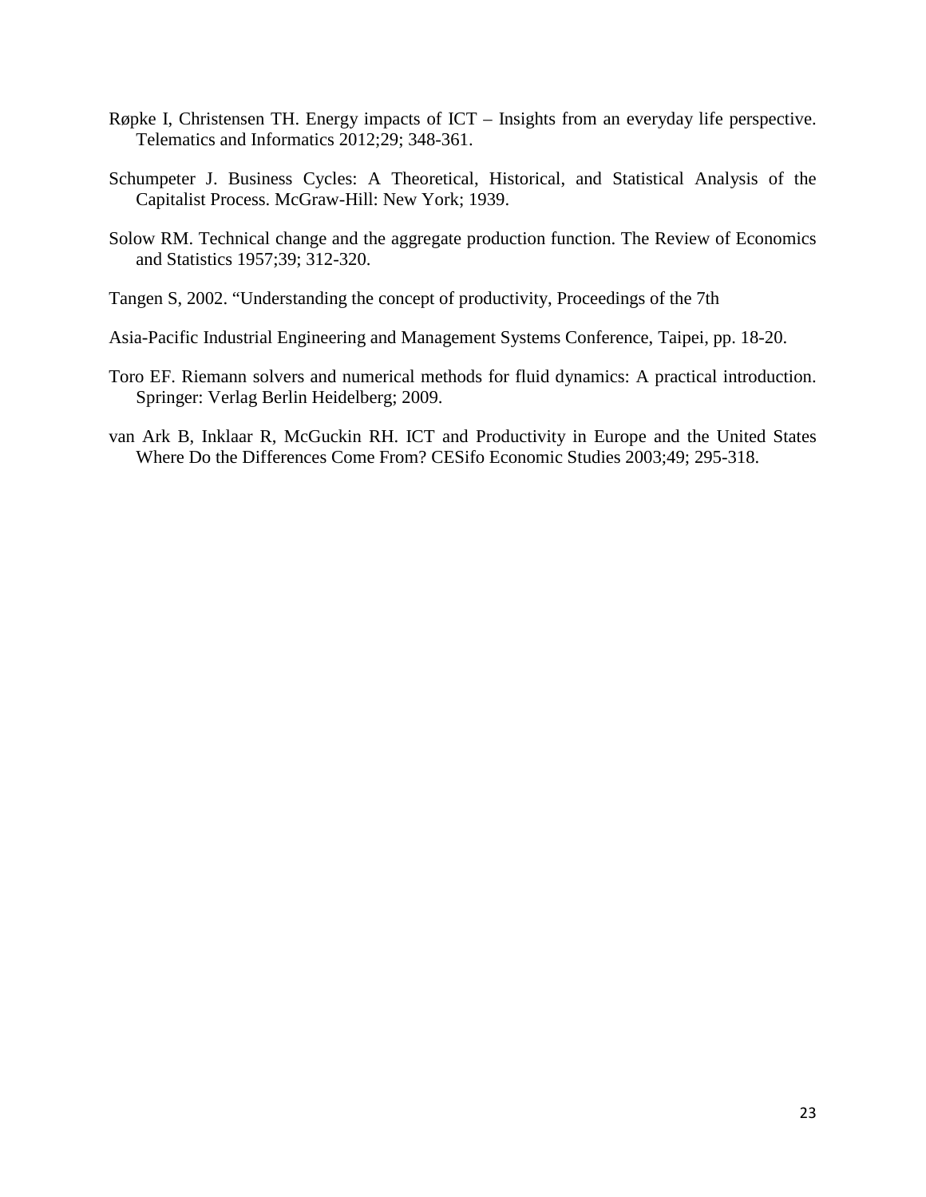Røpke I, Christensen TH. Energy impacts of ICT – Insights from an everyday life perspective. Telematics and Informatics 2012;29; 348-361.

Schumpeter J. Business Cycles: A Theoretical, Historical, and Statistical Analysis of the Capitalist Process. McGraw-Hill: New York; 1939.

Solow RM. Technical change and the aggregate production function. The Review of Economics and Statistics 1957;39; 312-320.

Tangen S, 2002. "Understanding the concept of productivity, Proceedings of the 7th

Asia-Pacific Industrial Engineering and Management Systems Conference, Taipei, pp. 18-20.

Toro EF. Riemann solvers and numerical methods for fluid dynamics: A practical introduction. Springer: Verlag Berlin Heidelberg; 2009.

van Ark B, Inklaar R, McGuckin RH. ICT and Productivity in Europe and the United States Where Do the Differences Come From? CESifo Economic Studies 2003;49; 295-318.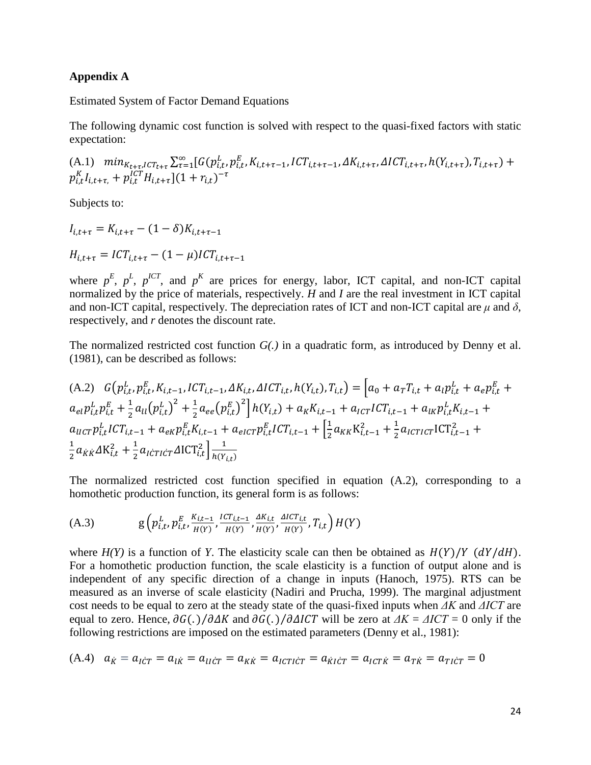**Appendix A**

Estimated System of Factor Demand Equations

The following dynamic cost function is solved with respect to the quasi-fixed factors with static expectation:

(A.1) $min_{K_{t+\tau}, ICT_{t+\tau}} \sum_{\tau=1}^{\infty}[G(p_{i,t}^{L}, p_{i,t}^{E}, K_{i,t+\tau-1}, ICT_{i,t+\tau-1}, \Delta K_{i,t+\tau}, \Delta ICT_{i,t+\tau}, h(Y_{i,t+\tau}), T_{i,t+\tau}) + p_{i,t}^{K} I_{i,t+\tau,} + p_{i,t}^{ICT} H_{i,t+\tau}](1+r_{i,t})^{-\tau}$

Subjects to:

$$I_{i,t+\tau} = K_{i,t+\tau} - (1-\delta)K_{i,t+\tau-1}$$

$$H_{i,t+\tau} = ICT_{i,t+\tau} - (1-\mu)ICT_{i,t+\tau-1}$$

where $p^E$, $p^L$, $p^{ICT}$, and $p^K$ are prices for energy, labor, ICT capital, and non-ICT capital normalized by the price of materials, respectively. *H* and *I* are the real investment in ICT capital and non-ICT capital, respectively. The depreciation rates of ICT and non-ICT capital are $\mu$ and $\delta$, respectively, and *r* denotes the discount rate.

The normalized restricted cost function *G(.)* in a quadratic form, as introduced by Denny et al. (1981), can be described as follows:

(A.2) $G(p_{i,t}^{L}, p_{i,t}^{E}, K_{i,t-1}, ICT_{i,t-1}, \Delta K_{i,t}, \Delta ICT_{i,t}, h(Y_{i,t}), T_{i,t}) = \left[a_0 + a_T T_{i,t} + a_l p_{i,t}^{L} + a_e p_{i,t}^{E} + a_{el} p_{i,t}^{L} p_{i,t}^{E} + \frac{1}{2} a_{ll} (p_{i,t}^{L})^2 + \frac{1}{2} a_{ee} (p_{i,t}^{E})^2\right] h(Y_{i,t}) + a_K K_{i,t-1} + a_{ICT} ICT_{i,t-1} + a_{lK} p_{i,t}^{L} K_{i,t-1} + a_{lICT} p_{i,t}^{L} ICT_{i,t-1} + a_{eK} p_{i,t}^{E} K_{i,t-1} + a_{eICT} p_{i,t}^{E} ICT_{i,t-1} + \left[\frac{1}{2} a_{KK} K_{i,t-1}^2 + \frac{1}{2} a_{ICTICT} ICT_{i,t-1}^2 + \frac{1}{2} a_{\dot{K}\dot{K}} \Delta K_{i,t}^2 + \frac{1}{2} a_{I\dot{C}TI\dot{C}T} \Delta ICT_{i,t}^2\right] \frac{1}{h(Y_{i,t})}$

The normalized restricted cost function specified in equation (A.2), corresponding to a homothetic production function, its general form is as follows:

$$\text{(A.3)} \qquad g\left(p_{i,t}^{L}, p_{i,t}^{E}, \frac{K_{i,t-1}}{H(Y)}, \frac{ICT_{i,t-1}}{H(Y)}, \frac{\Delta K_{i,t}}{H(Y)}, \frac{\Delta ICT_{i,t}}{H(Y)}, T_{i,t}\right) H(Y)$$

where *H(Y)* is a function of *Y*. The elasticity scale can then be obtained as $H(Y)/Y\ (dY/dH)$. For a homothetic production function, the scale elasticity is a function of output alone and is independent of any specific direction of a change in inputs (Hanoch, 1975). RTS can be measured as an inverse of scale elasticity (Nadiri and Prucha, 1999). The marginal adjustment cost needs to be equal to zero at the steady state of the quasi-fixed inputs when $\Delta K$ and $\Delta ICT$ are equal to zero. Hence, $\partial G(.)/\partial \Delta K$ and $\partial G(.)/\partial \Delta ICT$ will be zero at $\Delta K = \Delta ICT = 0$ only if the following restrictions are imposed on the estimated parameters (Denny et al., 1981):

$$\text{(A.4)} \quad a_{\dot{K}} = a_{I\dot{C}T} = a_{l\dot{K}} = a_{lI\dot{C}T} = a_{K\dot{K}} = a_{ICTI\dot{C}T} = a_{\dot{K}I\dot{C}T} = a_{ICT\dot{K}} = a_{T\dot{K}} = a_{TI\dot{C}T} = 0$$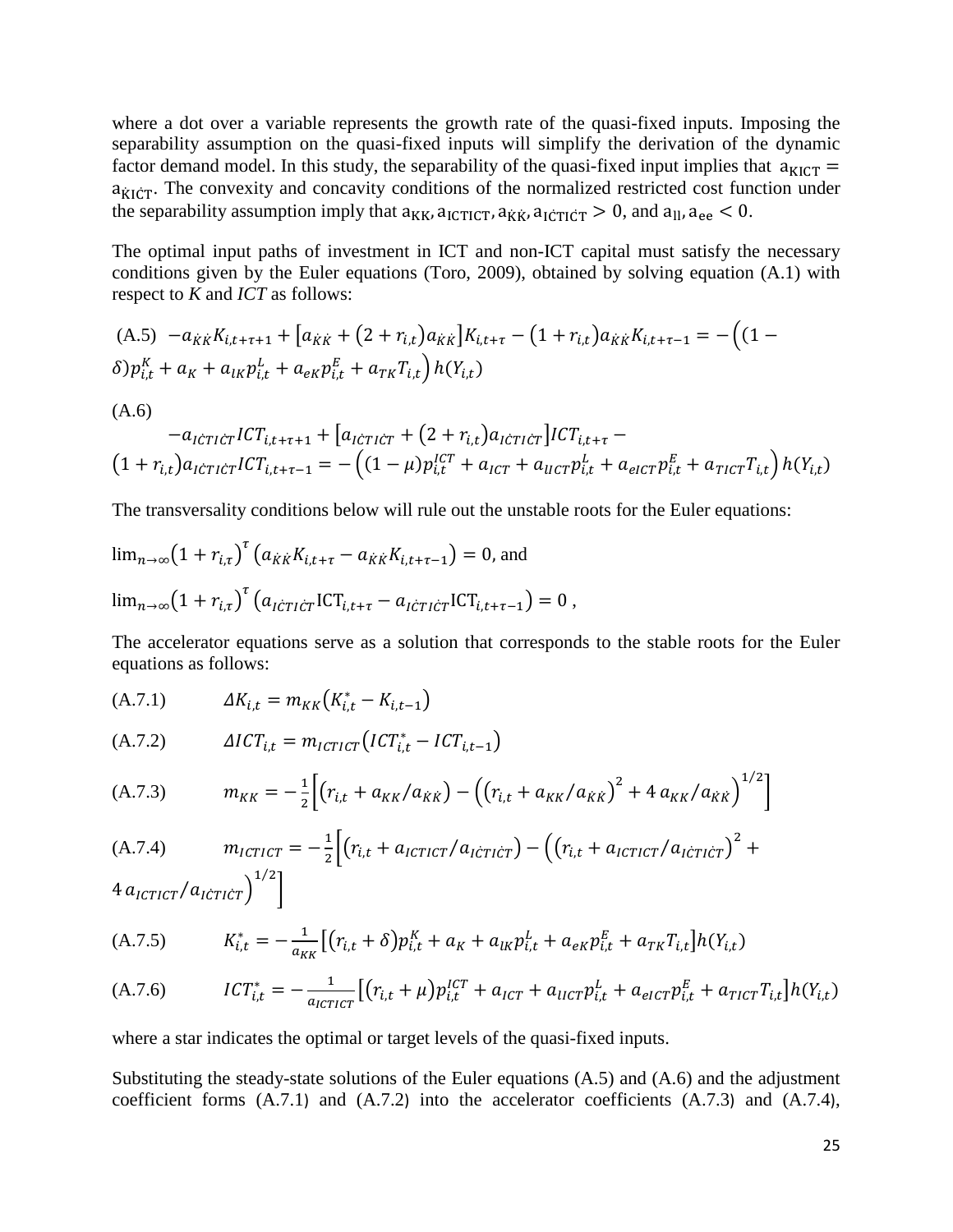where a dot over a variable represents the growth rate of the quasi-fixed inputs. Imposing the separability assumption on the quasi-fixed inputs will simplify the derivation of the dynamic factor demand model. In this study, the separability of the quasi-fixed input implies that $a_{KICT} = a_{\dot{K}\dot{ICT}}$. The convexity and concavity conditions of the normalized restricted cost function under the separability assumption imply that $a_{KK}, a_{ICTICT}, a_{\dot{K}\dot{K}}, a_{\dot{ICT}\dot{ICT}} > 0$, and $a_{ll}, a_{ee} < 0$.

The optimal input paths of investment in ICT and non-ICT capital must satisfy the necessary conditions given by the Euler equations (Toro, 2009), obtained by solving equation (A.1) with respect to *K* and *ICT* as follows:

$$\text{(A.5)} \quad -a_{\dot{K}\dot{K}}K_{i,t+\tau+1} + \left[a_{\dot{K}\dot{K}} + \left(2 + r_{i,t}\right)a_{\dot{K}\dot{K}}\right]K_{i,t+\tau} - \left(1 + r_{i,t}\right)a_{\dot{K}\dot{K}}K_{i,t+\tau-1} = -\left((1 - \delta)p_{i,t}^{K} + a_K + a_{lK}p_{i,t}^{L} + a_{eK}p_{i,t}^{E} + a_{TK}T_{i,t}\right)h(Y_{i,t})$$

(A.6)

$$-a_{\dot{ICT}\dot{ICT}}ICT_{i,t+\tau+1} + \left[a_{\dot{ICT}\dot{ICT}} + \left(2 + r_{i,t}\right)a_{\dot{ICT}\dot{ICT}}\right]ICT_{i,t+\tau} - \left(1 + r_{i,t}\right)a_{\dot{ICT}\dot{ICT}}ICT_{i,t+\tau-1} = -\left((1 - \mu)p_{i,t}^{ICT} + a_{ICT} + a_{lICT}p_{i,t}^{L} + a_{eICT}p_{i,t}^{E} + a_{TICT}T_{i,t}\right)h(Y_{i,t})$$

The transversality conditions below will rule out the unstable roots for the Euler equations:

$\lim_{n\to\infty}\left(1 + r_{i,\tau}\right)^{\tau}\left(a_{\dot{K}\dot{K}}K_{i,t+\tau} - a_{\dot{K}\dot{K}}K_{i,t+\tau-1}\right) = 0$, and

$\lim_{n\to\infty}\left(1 + r_{i,\tau}\right)^{\tau}\left(a_{\dot{ICT}\dot{ICT}}\text{ICT}_{i,t+\tau} - a_{\dot{ICT}\dot{ICT}}\text{ICT}_{i,t+\tau-1}\right) = 0$ ,

The accelerator equations serve as a solution that corresponds to the stable roots for the Euler equations as follows:

$$\text{(A.7.1)} \qquad \Delta K_{i,t} = m_{KK}\left(K_{i,t}^{*} - K_{i,t-1}\right)$$

$$\text{(A.7.2)} \qquad \Delta ICT_{i,t} = m_{ICTICT}\left(ICT_{i,t}^{*} - ICT_{i,t-1}\right)$$

$$\text{(A.7.3)} \qquad m_{KK} = -\frac{1}{2}\left[\left(r_{i,t} + a_{KK}/a_{\dot{K}\dot{K}}\right) - \left(\left(r_{i,t} + a_{KK}/a_{\dot{K}\dot{K}}\right)^2 + 4\,a_{KK}/a_{\dot{K}\dot{K}}\right)^{1/2}\right]$$

$$\text{(A.7.4)} \qquad m_{ICTICT} = -\frac{1}{2}\left[\left(r_{i,t} + a_{ICTICT}/a_{\dot{ICT}\dot{ICT}}\right) - \left(\left(r_{i,t} + a_{ICTICT}/a_{\dot{ICT}\dot{ICT}}\right)^2 + 4\,a_{ICTICT}/a_{\dot{ICT}\dot{ICT}}\right)^{1/2}\right]$$

$$\text{(A.7.5)} \qquad K_{i,t}^{*} = -\frac{1}{a_{KK}}\left[\left(r_{i,t} + \delta\right)p_{i,t}^{K} + a_K + a_{lK}p_{i,t}^{L} + a_{eK}p_{i,t}^{E} + a_{TK}T_{i,t}\right]h(Y_{i,t})$$

$$\text{(A.7.6)} \qquad ICT_{i,t}^{*} = -\frac{1}{a_{ICTICT}}\left[\left(r_{i,t} + \mu\right)p_{i,t}^{ICT} + a_{ICT} + a_{lICT}p_{i,t}^{L} + a_{eICT}p_{i,t}^{E} + a_{TICT}T_{i,t}\right]h(Y_{i,t})$$

where a star indicates the optimal or target levels of the quasi-fixed inputs.

Substituting the steady-state solutions of the Euler equations (A.5) and (A.6) and the adjustment coefficient forms (A.7.1) and (A.7.2) into the accelerator coefficients (A.7.3) and (A.7.4),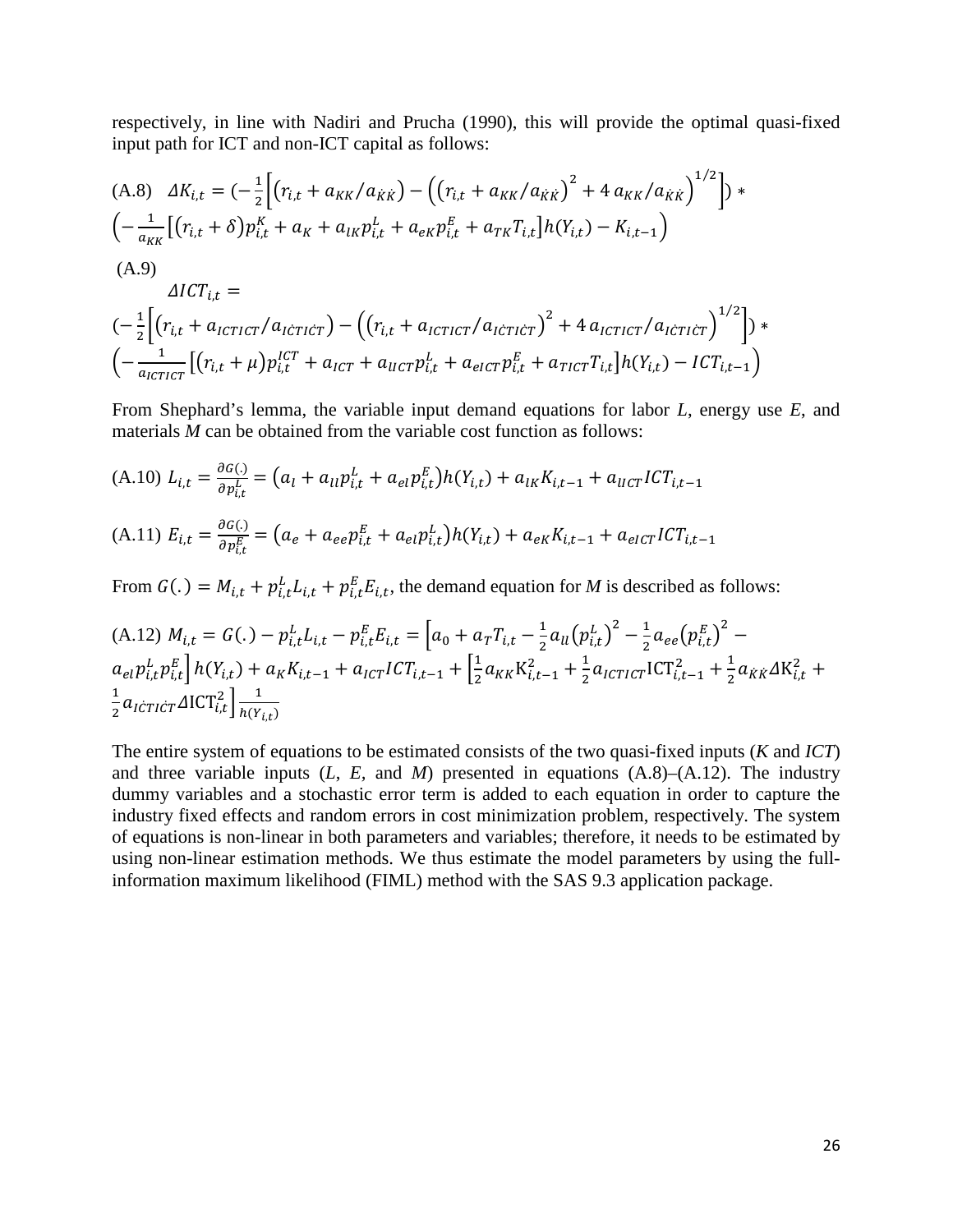respectively, in line with Nadiri and Prucha (1990), this will provide the optimal quasi-fixed input path for ICT and non-ICT capital as follows:

$$\text{(A.8)} \quad \Delta K_{i,t} = \left(-\frac{1}{2}\left[\left(r_{i,t} + a_{KK}/a_{\dot{K}\dot{K}}\right) - \left(\left(r_{i,t} + a_{KK}/a_{\dot{K}\dot{K}}\right)^2 + 4\, a_{KK}/a_{\dot{K}\dot{K}}\right)^{1/2}\right]\right) * \left(-\frac{1}{a_{KK}}\left[\left(r_{i,t} + \delta\right)p_{i,t}^{K} + a_K + a_{lK}p_{i,t}^{L} + a_{eK}p_{i,t}^{E} + a_{TK}T_{i,t}\right]h(Y_{i,t}) - K_{i,t-1}\right)$$

$$\text{(A.9)} \quad \Delta ICT_{i,t} = \left(-\frac{1}{2}\left[\left(r_{i,t} + a_{ICTICT}/a_{I\dot{C}TI\dot{C}T}\right) - \left(\left(r_{i,t} + a_{ICTICT}/a_{I\dot{C}TI\dot{C}T}\right)^2 + 4\, a_{ICTICT}/a_{I\dot{C}TI\dot{C}T}\right)^{1/2}\right]\right) * \left(-\frac{1}{a_{ICTICT}}\left[\left(r_{i,t} + \mu\right)p_{i,t}^{ICT} + a_{ICT} + a_{lICT}p_{i,t}^{L} + a_{eICT}p_{i,t}^{E} + a_{TICT}T_{i,t}\right]h(Y_{i,t}) - ICT_{i,t-1}\right)$$

From Shephard's lemma, the variable input demand equations for labor *L*, energy use *E*, and materials *M* can be obtained from the variable cost function as follows:

$$\text{(A.10)} \quad L_{i,t} = \frac{\partial G(.)}{\partial p_{i,t}^{L}} = \left(a_l + a_{ll}p_{i,t}^{L} + a_{el}p_{i,t}^{E}\right)h(Y_{i,t}) + a_{lK}K_{i,t-1} + a_{lICT}ICT_{i,t-1}$$

$$\text{(A.11)} \quad E_{i,t} = \frac{\partial G(.)}{\partial p_{i,t}^{E}} = \left(a_e + a_{ee}p_{i,t}^{E} + a_{el}p_{i,t}^{L}\right)h(Y_{i,t}) + a_{eK}K_{i,t-1} + a_{eICT}ICT_{i,t-1}$$

From $G(.) = M_{i,t} + p_{i,t}^{L}L_{i,t} + p_{i,t}^{E}E_{i,t}$, the demand equation for *M* is described as follows:

$$\text{(A.12)} \quad M_{i,t} = G(.) - p_{i,t}^{L}L_{i,t} - p_{i,t}^{E}E_{i,t} = \left[a_0 + a_T T_{i,t} - \frac{1}{2}a_{ll}\left(p_{i,t}^{L}\right)^2 - \frac{1}{2}a_{ee}\left(p_{i,t}^{E}\right)^2 - a_{el}p_{i,t}^{L}p_{i,t}^{E}\right]h(Y_{i,t}) + a_K K_{i,t-1} + a_{ICT}ICT_{i,t-1} + \left[\frac{1}{2}a_{KK}K_{i,t-1}^2 + \frac{1}{2}a_{ICTICT}ICT_{i,t-1}^2 + \frac{1}{2}a_{\dot{K}\dot{K}}\Delta K_{i,t}^2 + \frac{1}{2}a_{I\dot{C}TI\dot{C}T}\Delta ICT_{i,t}^2\right]\frac{1}{h(Y_{i,t})}$$

The entire system of equations to be estimated consists of the two quasi-fixed inputs (*K* and *ICT*) and three variable inputs (*L*, *E*, and *M*) presented in equations (A.8)–(A.12). The industry dummy variables and a stochastic error term is added to each equation in order to capture the industry fixed effects and random errors in cost minimization problem, respectively. The system of equations is non-linear in both parameters and variables; therefore, it needs to be estimated by using non-linear estimation methods. We thus estimate the model parameters by using the full-information maximum likelihood (FIML) method with the SAS 9.3 application package.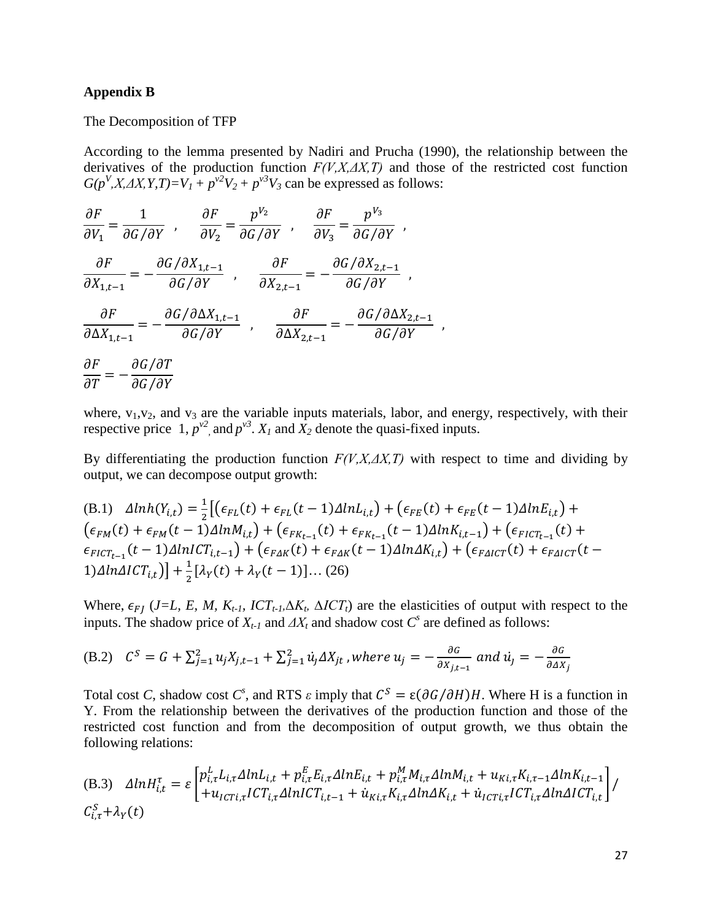## Appendix B

The Decomposition of TFP

According to the lemma presented by Nadiri and Prucha (1990), the relationship between the derivatives of the production function *F(V,X,ΔX,T)* and those of the restricted cost function $G(p^V,X,\Delta X,Y,T)=V_1 + p^{v2}V_2 + p^{v3}V_3$ can be expressed as follows:

$$\frac{\partial F}{\partial V_1} = \frac{1}{\partial G/\partial Y} \;, \quad \frac{\partial F}{\partial V_2} = \frac{p^{V_2}}{\partial G/\partial Y} \;, \quad \frac{\partial F}{\partial V_3} = \frac{p^{V_3}}{\partial G/\partial Y} \;,$$

$$\frac{\partial F}{\partial X_{1,t-1}} = -\frac{\partial G/\partial X_{1,t-1}}{\partial G/\partial Y} \;, \quad \frac{\partial F}{\partial X_{2,t-1}} = -\frac{\partial G/\partial X_{2,t-1}}{\partial G/\partial Y} \;,$$

$$\frac{\partial F}{\partial \Delta X_{1,t-1}} = -\frac{\partial G/\partial \Delta X_{1,t-1}}{\partial G/\partial Y} \;, \quad \frac{\partial F}{\partial \Delta X_{2,t-1}} = -\frac{\partial G/\partial \Delta X_{2,t-1}}{\partial G/\partial Y} \;,$$

$$\frac{\partial F}{\partial T} = -\frac{\partial G/\partial T}{\partial G/\partial Y}$$

where, $v_1$, $v_2$, and $v_3$ are the variable inputs materials, labor, and energy, respectively, with their respective price 1, $p^{v2}$ and $p^{v3}$. $X_1$ and $X_2$ denote the quasi-fixed inputs.

By differentiating the production function *F(V,X,ΔX,T)* with respect to time and dividing by output, we can decompose output growth:

$$\text{(B.1)} \quad \Delta lnh(Y_{i,t}) = \frac{1}{2}\Big[\big(\epsilon_{FL}(t) + \epsilon_{FL}(t-1)\Delta lnL_{i,t}\big) + \big(\epsilon_{FE}(t) + \epsilon_{FE}(t-1)\Delta lnE_{i,t}\big) + \big(\epsilon_{FM}(t) + \epsilon_{FM}(t-1)\Delta lnM_{i,t}\big) + \big(\epsilon_{FK_{t-1}}(t) + \epsilon_{FK_{t-1}}(t-1)\Delta lnK_{i,t-1}\big) + \big(\epsilon_{FICT_{t-1}}(t) + \epsilon_{FICT_{t-1}}(t-1)\Delta lnICT_{i,t-1}\big) + \big(\epsilon_{F\Delta K}(t) + \epsilon_{F\Delta K}(t-1)\Delta ln\Delta K_{i,t}\big) + \big(\epsilon_{F\Delta ICT}(t) + \epsilon_{F\Delta ICT}(t-1)\Delta ln\Delta ICT_{i,t}\big)\Big] + \frac{1}{2}\big[\lambda_Y(t) + \lambda_Y(t-1)\big] \ldots (26)$$

Where, $\epsilon_{FJ}$ ($J$=$L$, $E$, $M$, $K_{t-1}$, $ICT_{t-1}$,$\Delta K_t$, $\Delta ICT_t$) are the elasticities of output with respect to the inputs. The shadow price of $X_{t-1}$ and $\Delta X_t$ and shadow cost $C^s$ are defined as follows:

$$\text{(B.2)} \quad C^S = G + \sum_{j=1}^{2} u_j X_{j,t-1} + \sum_{j=1}^{2} \dot{u}_j \Delta X_{jt} \,, where\; u_j = -\frac{\partial G}{\partial X_{j,t-1}} \; and \; \dot{u}_j = -\frac{\partial G}{\partial \Delta X_j}$$

Total cost $C$, shadow cost $C^s$, and RTS $\varepsilon$ imply that $C^S = \varepsilon(\partial G/\partial H)H$. Where H is a function in Y. From the relationship between the derivatives of the production function and those of the restricted cost function and from the decomposition of output growth, we thus obtain the following relations:

$$\text{(B.3)} \quad \Delta lnH_{i,t}^{\tau} = \varepsilon \begin{bmatrix} p_{i,\tau}^{L}L_{i,\tau}\Delta lnL_{i,t} + p_{i,\tau}^{E}E_{i,\tau}\Delta lnE_{i,t} + p_{i,\tau}^{M}M_{i,\tau}\Delta lnM_{i,t} + u_{Ki,\tau}K_{i,\tau-1}\Delta lnK_{i,t-1} \\ + u_{ICTi,\tau}ICT_{i,\tau}\Delta lnICT_{i,t-1} + \dot{u}_{Ki,\tau}K_{i,\tau}\Delta ln\Delta K_{i,t} + \dot{u}_{ICTi,\tau}ICT_{i,\tau}\Delta ln\Delta ICT_{i,t} \end{bmatrix} / C_{i,\tau}^{S} + \lambda_Y(t)$$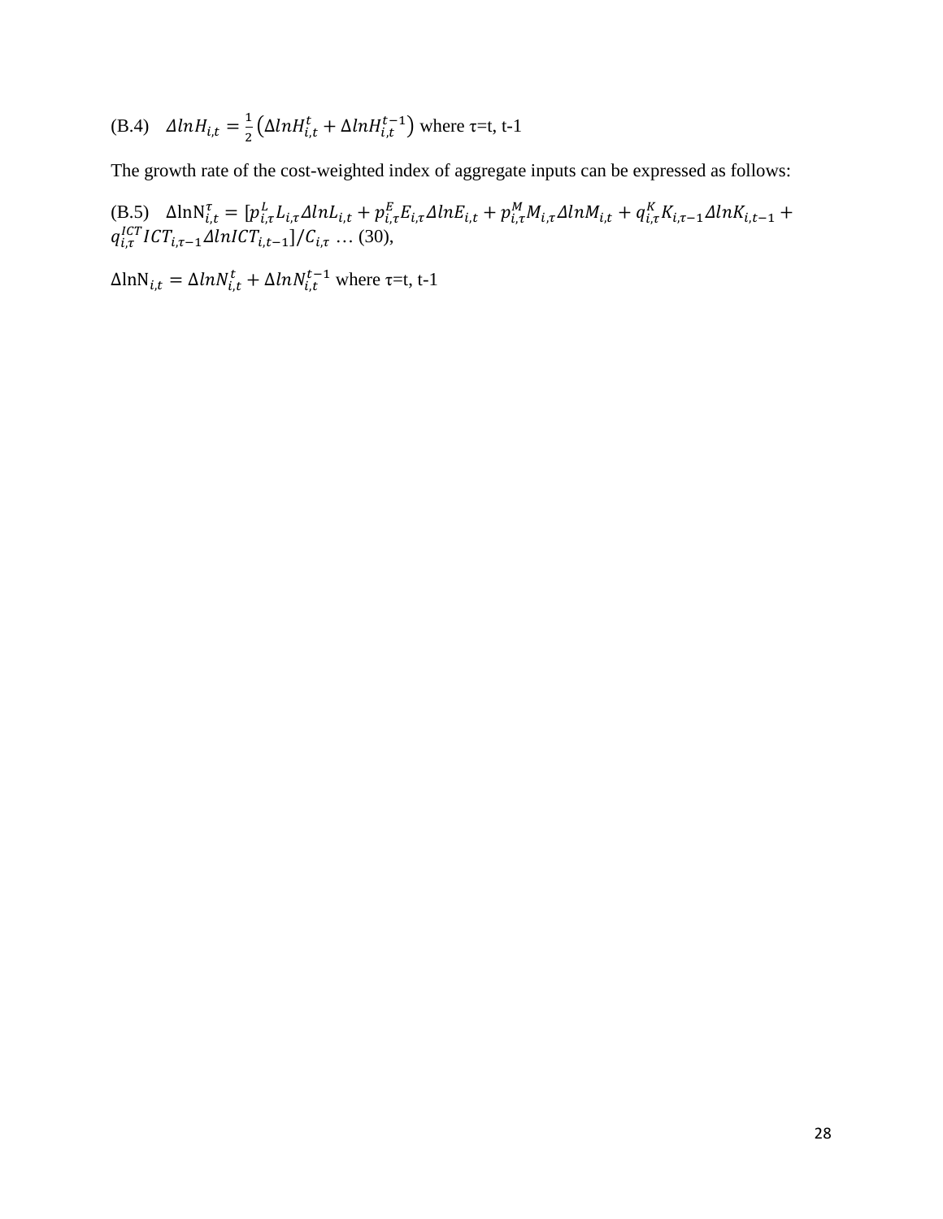(B.4) $\Delta lnH_{i,t} = \frac{1}{2}\left(\Delta lnH_{i,t}^{t} + \Delta lnH_{i,t}^{t-1}\right)$ where τ=t, t-1

The growth rate of the cost-weighted index of aggregate inputs can be expressed as follows:

(B.5) $\Delta \text{lnN}_{i,t}^{\tau} = [p_{i,\tau}^{L} L_{i,\tau} \Delta lnL_{i,t} + p_{i,\tau}^{E} E_{i,\tau} \Delta lnE_{i,t} + p_{i,\tau}^{M} M_{i,\tau} \Delta lnM_{i,t} + q_{i,\tau}^{K} K_{i,\tau-1} \Delta lnK_{i,t-1} + q_{i,\tau}^{ICT} ICT_{i,\tau-1} \Delta lnICT_{i,t-1}]/C_{i,\tau}$ … (30),

$\Delta \text{lnN}_{i,t} = \Delta lnN_{i,t}^{t} + \Delta lnN_{i,t}^{t-1}$ where τ=t, t-1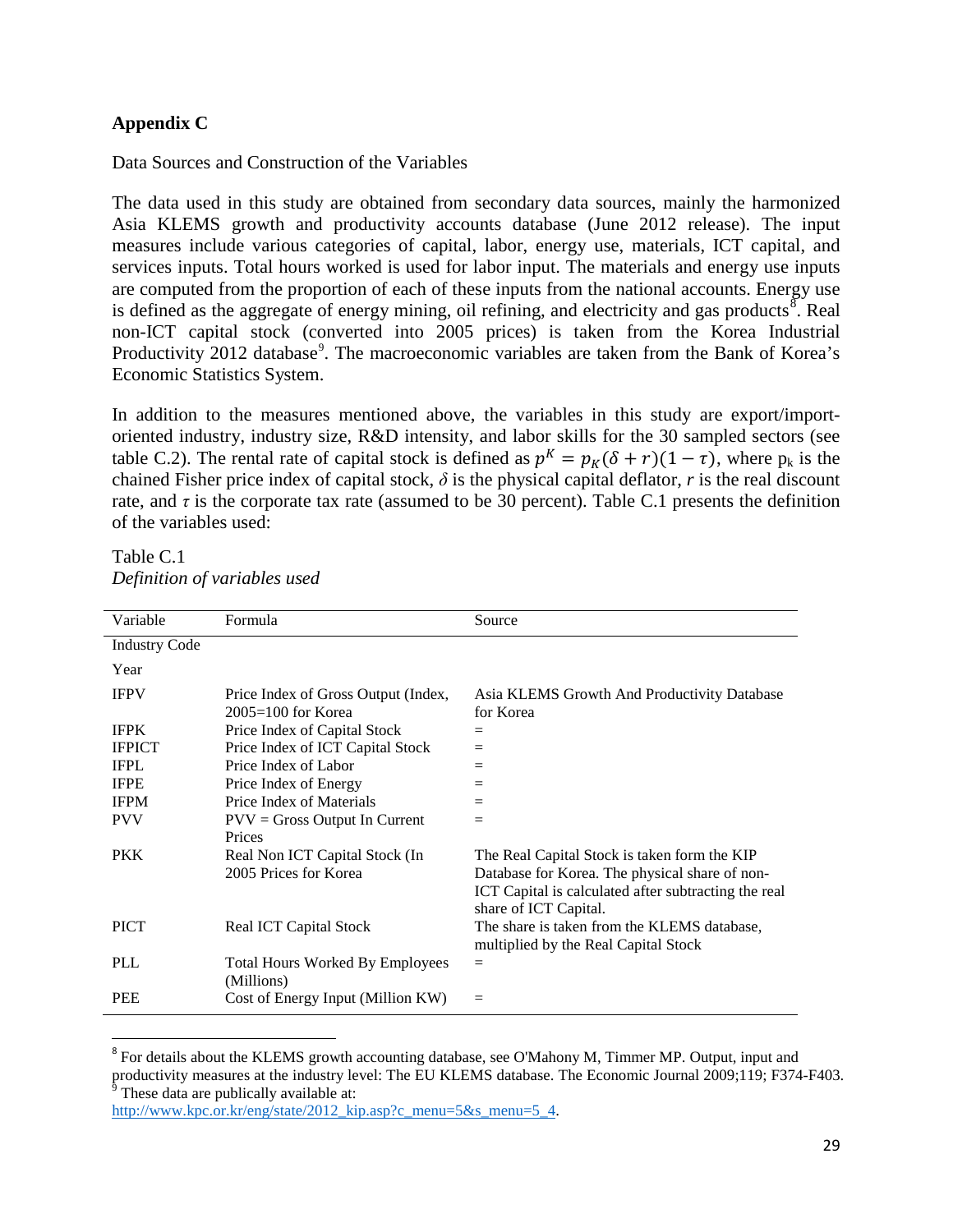## Appendix C

Data Sources and Construction of the Variables

The data used in this study are obtained from secondary data sources, mainly the harmonized Asia KLEMS growth and productivity accounts database (June 2012 release). The input measures include various categories of capital, labor, energy use, materials, ICT capital, and services inputs. Total hours worked is used for labor input. The materials and energy use inputs are computed from the proportion of each of these inputs from the national accounts. Energy use is defined as the aggregate of energy mining, oil refining, and electricity and gas products[8]. Real non-ICT capital stock (converted into 2005 prices) is taken from the Korea Industrial Productivity 2012 database[9]. The macroeconomic variables are taken from the Bank of Korea's Economic Statistics System.

In addition to the measures mentioned above, the variables in this study are export/import-oriented industry, industry size, R&D intensity, and labor skills for the 30 sampled sectors (see table C.2). The rental rate of capital stock is defined as $p^K = p_K(\delta + r)(1 - \tau)$, where $p_k$ is the chained Fisher price index of capital stock, $\delta$ is the physical capital deflator, $r$ is the real discount rate, and $\tau$ is the corporate tax rate (assumed to be 30 percent). Table C.1 presents the definition of the variables used:

Table C.1
*Definition of variables used*

| Variable | Formula | Source |
|---|---|---|
| Industry Code | | |
| Year | | |
| IFPV | Price Index of Gross Output (Index, 2005=100 for Korea | Asia KLEMS Growth And Productivity Database for Korea |
| IFPK | Price Index of Capital Stock | = |
| IFPICT | Price Index of ICT Capital Stock | = |
| IFPL | Price Index of Labor | = |
| IFPE | Price Index of Energy | = |
| IFPM | Price Index of Materials | = |
| PVV | PVV = Gross Output In Current Prices | = |
| PKK | Real Non ICT Capital Stock (In 2005 Prices for Korea | The Real Capital Stock is taken form the KIP Database for Korea. The physical share of non-ICT Capital is calculated after subtracting the real share of ICT Capital. |
| PICT | Real ICT Capital Stock | The share is taken from the KLEMS database, multiplied by the Real Capital Stock |
| PLL | Total Hours Worked By Employees (Millions) | = |
| PEE | Cost of Energy Input (Million KW) | = |

[8] For details about the KLEMS growth accounting database, see O'Mahony M, Timmer MP. Output, input and productivity measures at the industry level: The EU KLEMS database. The Economic Journal 2009;119; F374-F403.
[9] These data are publically available at: http://www.kpc.or.kr/eng/state/2012_kip.asp?c_menu=5&s_menu=5_4.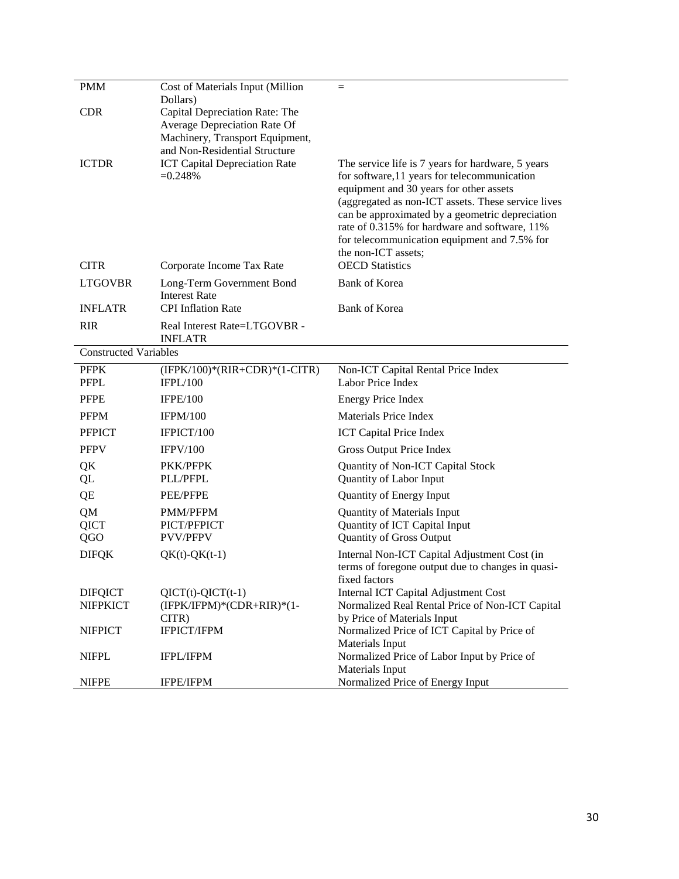| | | |
|---|---|---|
| PMM | Cost of Materials Input (Million Dollars) | = |
| CDR | Capital Depreciation Rate: The Average Depreciation Rate Of Machinery, Transport Equipment, and Non-Residential Structure | |
| ICTDR | ICT Capital Depreciation Rate =0.248% | The service life is 7 years for hardware, 5 years for software,11 years for telecommunication equipment and 30 years for other assets (aggregated as non-ICT assets. These service lives can be approximated by a geometric depreciation rate of 0.315% for hardware and software, 11% for telecommunication equipment and 7.5% for the non-ICT assets; |
| CITR | Corporate Income Tax Rate | OECD Statistics |
| LTGOVBR | Long-Term Government Bond Interest Rate | Bank of Korea |
| INFLATR | CPI Inflation Rate | Bank of Korea |
| RIR | Real Interest Rate=LTGOVBR - INFLATR | |
| Constructed Variables | | |
| PFPK | (IFPK/100)*(RIR+CDR)*(1-CITR) | Non-ICT Capital Rental Price Index |
| PFPL | IFPL/100 | Labor Price Index |
| PFPE | IFPE/100 | Energy Price Index |
| PFPM | IFPM/100 | Materials Price Index |
| PFPICT | IFPICT/100 | ICT Capital Price Index |
| PFPV | IFPV/100 | Gross Output Price Index |
| QK | PKK/PFPK | Quantity of Non-ICT Capital Stock |
| QL | PLL/PFPL | Quantity of Labor Input |
| QE | PEE/PFPE | Quantity of Energy Input |
| QM | PMM/PFPM | Quantity of Materials Input |
| QICT | PICT/PFPICT | Quantity of ICT Capital Input |
| QGO | PVV/PFPV | Quantity of Gross Output |
| DIFQK | QK(t)-QK(t-1) | Internal Non-ICT Capital Adjustment Cost (in terms of foregone output due to changes in quasi-fixed factors |
| DIFQICT | QICT(t)-QICT(t-1) | Internal ICT Capital Adjustment Cost |
| NIFPKICT | (IFPK/IFPM)*(CDR+RIR)*(1-CITR) | Normalized Real Rental Price of Non-ICT Capital by Price of Materials Input |
| NIFPICT | IFPICT/IFPM | Normalized Price of ICT Capital by Price of Materials Input |
| NIFPL | IFPL/IFPM | Normalized Price of Labor Input by Price of Materials Input |
| NIFPE | IFPE/IFPM | Normalized Price of Energy Input |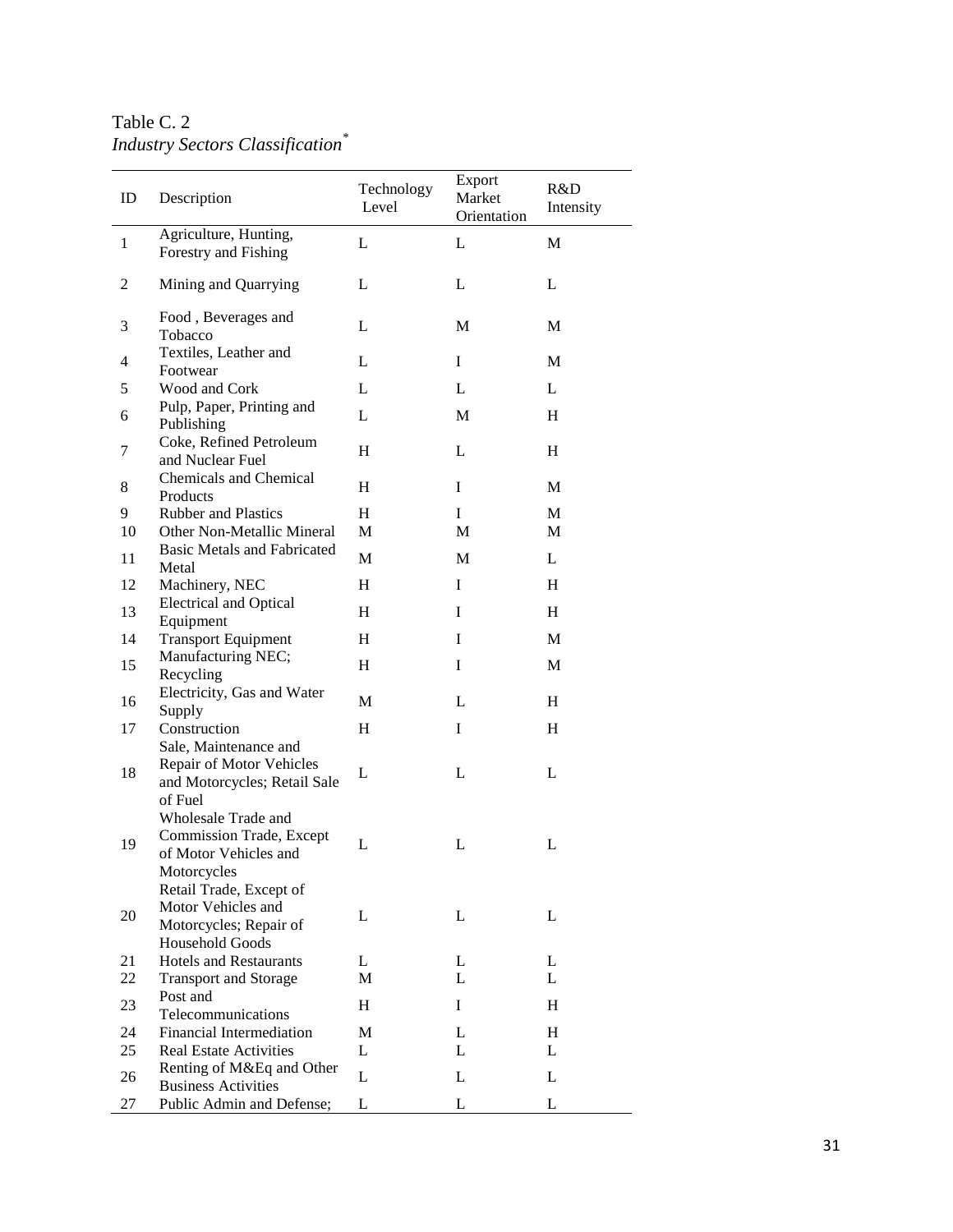Table C. 2

*Industry Sectors Classification*[*]

| ID | Description | Technology Level | Export Market Orientation | R&D Intensity |
|---|---|---|---|---|
| 1 | Agriculture, Hunting, Forestry and Fishing | L | L | M |
| 2 | Mining and Quarrying | L | L | L |
| 3 | Food , Beverages and Tobacco | L | M | M |
| 4 | Textiles, Leather and Footwear | L | I | M |
| 5 | Wood and Cork | L | L | L |
| 6 | Pulp, Paper, Printing and Publishing | L | M | H |
| 7 | Coke, Refined Petroleum and Nuclear Fuel | H | L | H |
| 8 | Chemicals and Chemical Products | H | I | M |
| 9 | Rubber and Plastics | H | I | M |
| 10 | Other Non-Metallic Mineral | M | M | M |
| 11 | Basic Metals and Fabricated Metal | M | M | L |
| 12 | Machinery, NEC | H | I | H |
| 13 | Electrical and Optical Equipment | H | I | H |
| 14 | Transport Equipment | H | I | M |
| 15 | Manufacturing NEC; Recycling | H | I | M |
| 16 | Electricity, Gas and Water Supply | M | L | H |
| 17 | Construction | H | I | H |
| 18 | Sale, Maintenance and Repair of Motor Vehicles and Motorcycles; Retail Sale of Fuel | L | L | L |
| 19 | Wholesale Trade and Commission Trade, Except of Motor Vehicles and Motorcycles | L | L | L |
| 20 | Retail Trade, Except of Motor Vehicles and Motorcycles; Repair of Household Goods | L | L | L |
| 21 | Hotels and Restaurants | L | L | L |
| 22 | Transport and Storage | M | L | L |
| 23 | Post and Telecommunications | H | I | H |
| 24 | Financial Intermediation | M | L | H |
| 25 | Real Estate Activities | L | L | L |
| 26 | Renting of M&Eq and Other Business Activities | L | L | L |
| 27 | Public Admin and Defense; | L | L | L |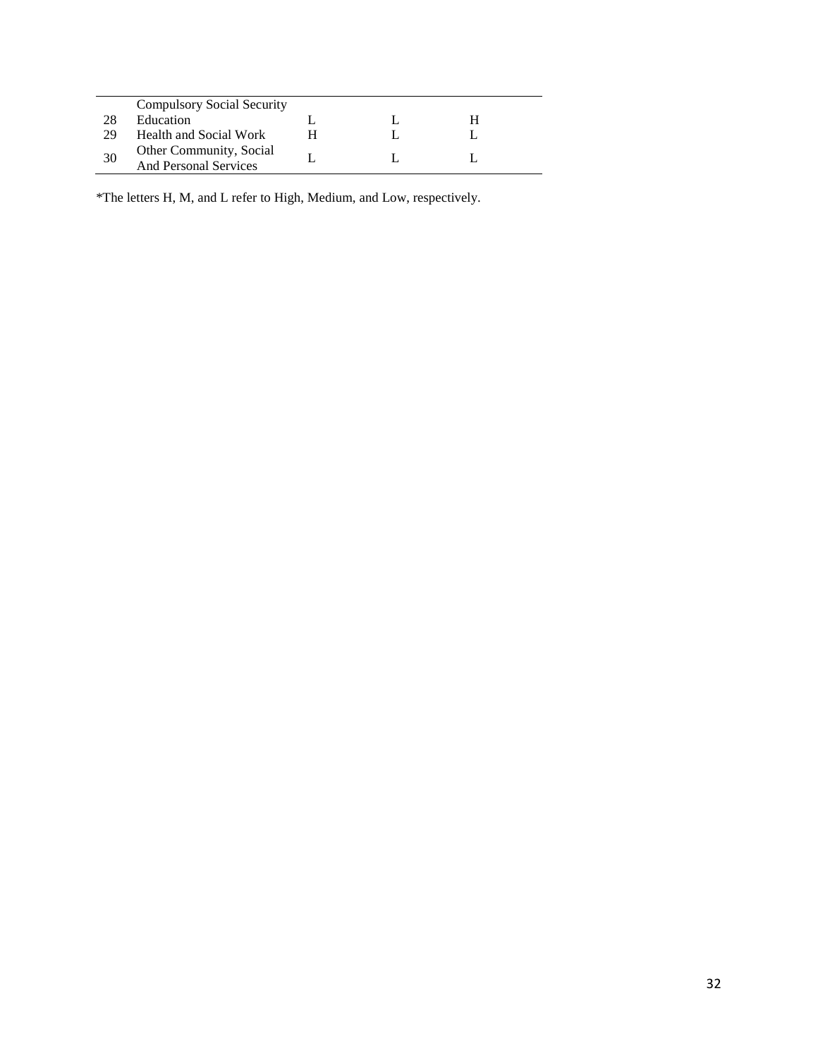|  |  |  |  |  |
|---|---|---|---|---|
|  | Compulsory Social Security |  |  |  |
| 28 | Education | L | L | H |
| 29 | Health and Social Work | H | L | L |
| 30 | Other Community, Social And Personal Services | L | L | L |

*The letters H, M, and L refer to High, Medium, and Low, respectively.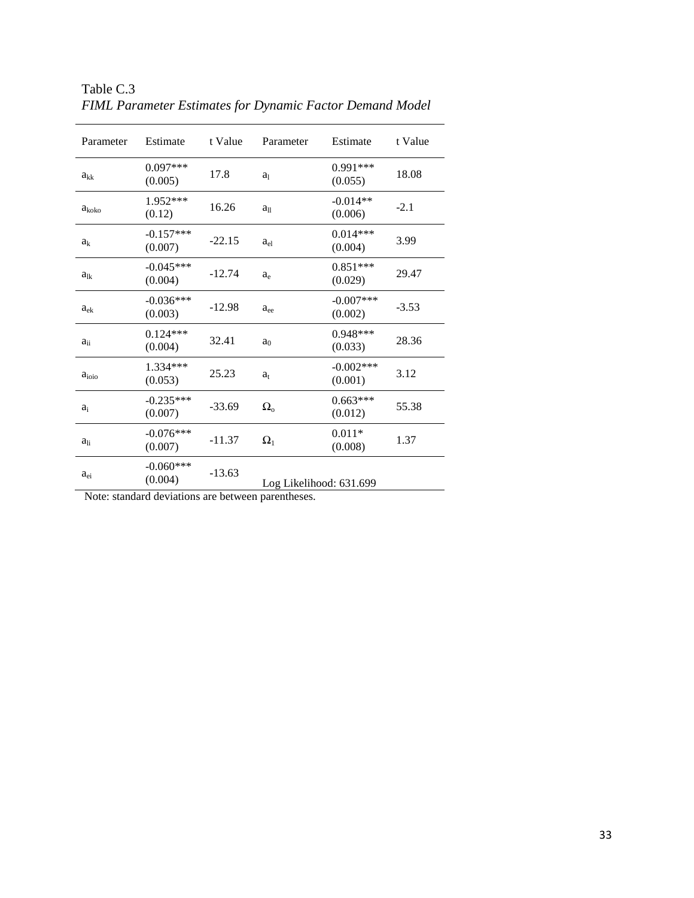Table C.3

*FIML Parameter Estimates for Dynamic Factor Demand Model*

| Parameter | Estimate | t Value | Parameter | Estimate | t Value |
|---|---|---|---|---|---|
| $a_{kk}$ | 0.097*** (0.005) | 17.8 | $a_l$ | 0.991*** (0.055) | 18.08 |
| $a_{koko}$ | 1.952*** (0.12) | 16.26 | $a_{ll}$ | -0.014** (0.006) | -2.1 |
| $a_k$ | -0.157*** (0.007) | -22.15 | $a_{el}$ | 0.014*** (0.004) | 3.99 |
| $a_{lk}$ | -0.045*** (0.004) | -12.74 | $a_e$ | 0.851*** (0.029) | 29.47 |
| $a_{ek}$ | -0.036*** (0.003) | -12.98 | $a_{ee}$ | -0.007*** (0.002) | -3.53 |
| $a_{ii}$ | 0.124*** (0.004) | 32.41 | $a_0$ | 0.948*** (0.033) | 28.36 |
| $a_{ioio}$ | 1.334*** (0.053) | 25.23 | $a_t$ | -0.002*** (0.001) | 3.12 |
| $a_i$ | -0.235*** (0.007) | -33.69 | $\Omega_o$ | 0.663*** (0.012) | 55.38 |
| $a_{li}$ | -0.076*** (0.007) | -11.37 | $\Omega_1$ | 0.011* (0.008) | 1.37 |
| $a_{ei}$ | -0.060*** (0.004) | -13.63 | Log Likelihood: 631.699 | | |

Note: standard deviations are between parentheses.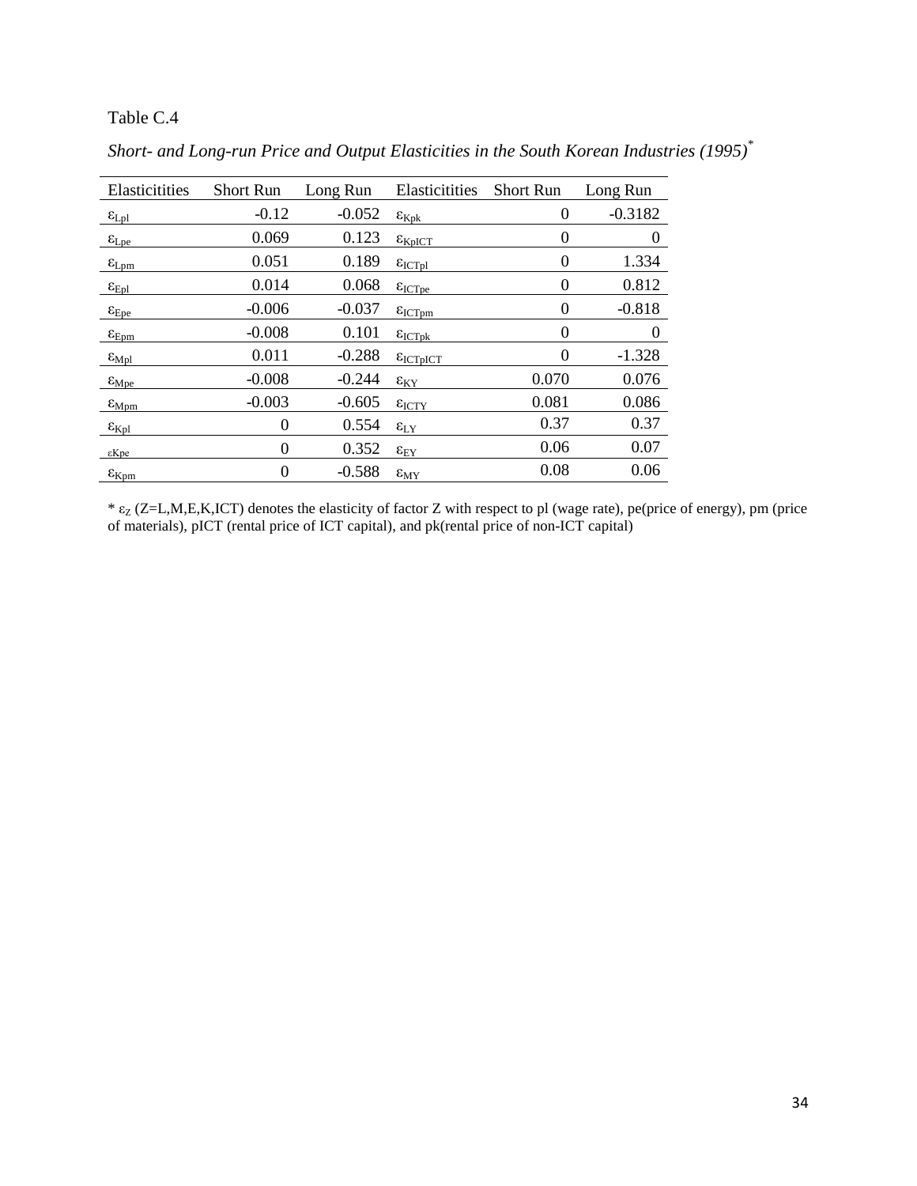Table C.4

*Short- and Long-run Price and Output Elasticities in the South Korean Industries (1995)*[*]

| Elasticitities | Short Run | Long Run | Elasticitities | Short Run | Long Run |
|---|---|---|---|---|---|
| $\varepsilon_{Lpl}$ | -0.12 | -0.052 | $\varepsilon_{Kpk}$ | 0 | -0.3182 |
| $\varepsilon_{Lpe}$ | 0.069 | 0.123 | $\varepsilon_{KpICT}$ | 0 | 0 |
| $\varepsilon_{Lpm}$ | 0.051 | 0.189 | $\varepsilon_{ICTpl}$ | 0 | 1.334 |
| $\varepsilon_{Epl}$ | 0.014 | 0.068 | $\varepsilon_{ICTpe}$ | 0 | 0.812 |
| $\varepsilon_{Epe}$ | -0.006 | -0.037 | $\varepsilon_{ICTpm}$ | 0 | -0.818 |
| $\varepsilon_{Epm}$ | -0.008 | 0.101 | $\varepsilon_{ICTpk}$ | 0 | 0 |
| $\varepsilon_{Mpl}$ | 0.011 | -0.288 | $\varepsilon_{ICTpICT}$ | 0 | -1.328 |
| $\varepsilon_{Mpe}$ | -0.008 | -0.244 | $\varepsilon_{KY}$ | 0.070 | 0.076 |
| $\varepsilon_{Mpm}$ | -0.003 | -0.605 | $\varepsilon_{ICTY}$ | 0.081 | 0.086 |
| $\varepsilon_{Kpl}$ | 0 | 0.554 | $\varepsilon_{LY}$ | 0.37 | 0.37 |
| $\varepsilon_{Kpe}$ | 0 | 0.352 | $\varepsilon_{EY}$ | 0.06 | 0.07 |
| $\varepsilon_{Kpm}$ | 0 | -0.588 | $\varepsilon_{MY}$ | 0.08 | 0.06 |

* $\varepsilon_Z$ (Z=L,M,E,K,ICT) denotes the elasticity of factor Z with respect to pl (wage rate), pe(price of energy), pm (price of materials), pICT (rental price of ICT capital), and pk(rental price of non-ICT capital)